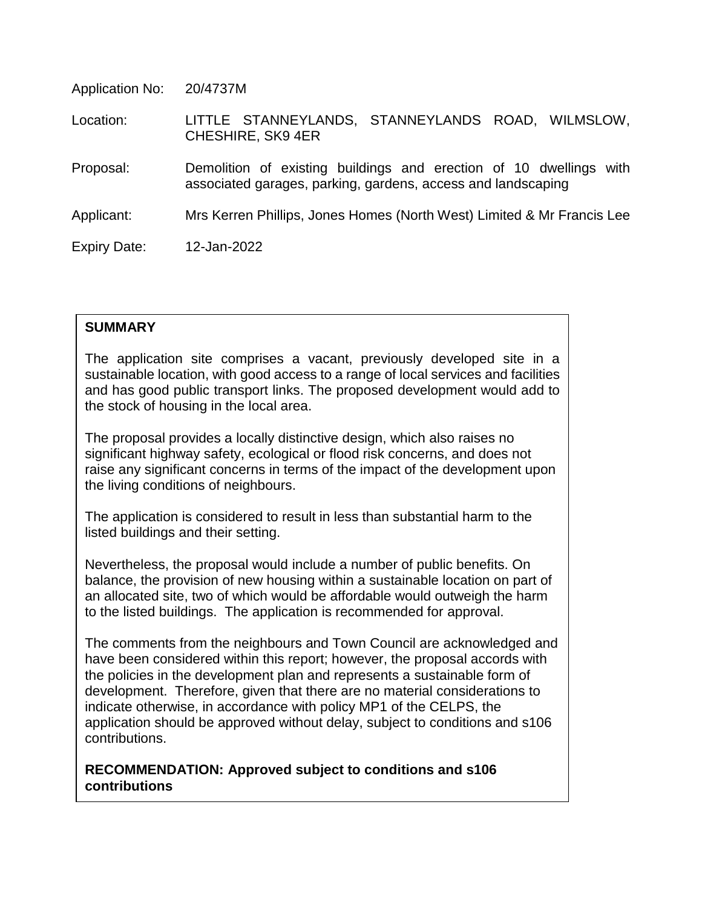| | |
|---|---|
| Application No: | 20/4737M |
| Location: | LITTLE STANNEYLANDS, STANNEYLANDS ROAD, WILMSLOW, CHESHIRE, SK9 4ER |
| Proposal: | Demolition of existing buildings and erection of 10 dwellings with associated garages, parking, gardens, access and landscaping |
| Applicant: | Mrs Kerren Phillips, Jones Homes (North West) Limited & Mr Francis Lee |
| Expiry Date: | 12-Jan-2022 |

## SUMMARY

The application site comprises a vacant, previously developed site in a sustainable location, with good access to a range of local services and facilities and has good public transport links. The proposed development would add to the stock of housing in the local area.

The proposal provides a locally distinctive design, which also raises no significant highway safety, ecological or flood risk concerns, and does not raise any significant concerns in terms of the impact of the development upon the living conditions of neighbours.

The application is considered to result in less than substantial harm to the listed buildings and their setting.

Nevertheless, the proposal would include a number of public benefits. On balance, the provision of new housing within a sustainable location on part of an allocated site, two of which would be affordable would outweigh the harm to the listed buildings. The application is recommended for approval.

The comments from the neighbours and Town Council are acknowledged and have been considered within this report; however, the proposal accords with the policies in the development plan and represents a sustainable form of development. Therefore, given that there are no material considerations to indicate otherwise, in accordance with policy MP1 of the CELPS, the application should be approved without delay, subject to conditions and s106 contributions.

**RECOMMENDATION: Approved subject to conditions and s106 contributions**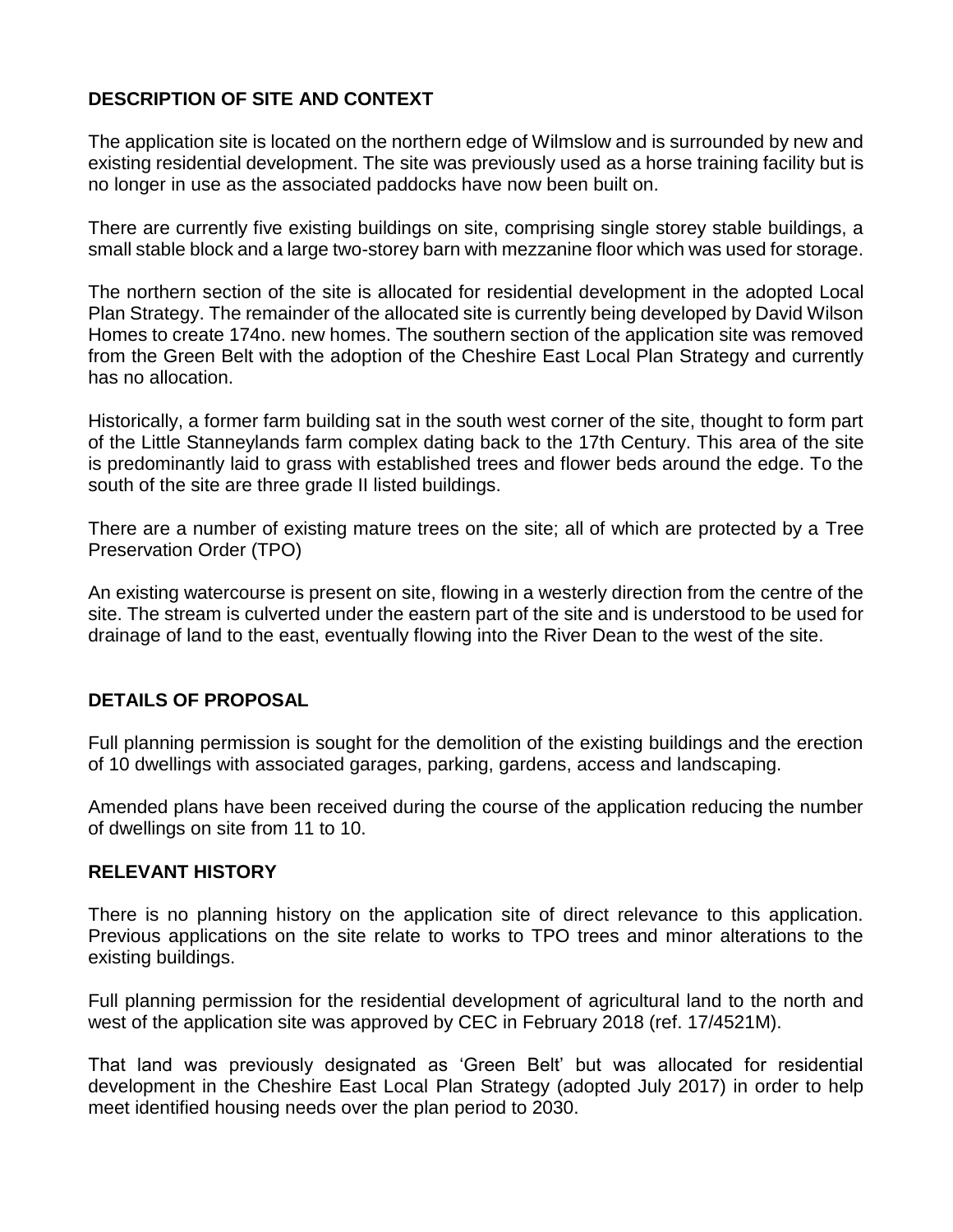## DESCRIPTION OF SITE AND CONTEXT

The application site is located on the northern edge of Wilmslow and is surrounded by new and existing residential development. The site was previously used as a horse training facility but is no longer in use as the associated paddocks have now been built on.

There are currently five existing buildings on site, comprising single storey stable buildings, a small stable block and a large two-storey barn with mezzanine floor which was used for storage.

The northern section of the site is allocated for residential development in the adopted Local Plan Strategy. The remainder of the allocated site is currently being developed by David Wilson Homes to create 174no. new homes. The southern section of the application site was removed from the Green Belt with the adoption of the Cheshire East Local Plan Strategy and currently has no allocation.

Historically, a former farm building sat in the south west corner of the site, thought to form part of the Little Stanneylands farm complex dating back to the 17th Century. This area of the site is predominantly laid to grass with established trees and flower beds around the edge. To the south of the site are three grade II listed buildings.

There are a number of existing mature trees on the site; all of which are protected by a Tree Preservation Order (TPO)

An existing watercourse is present on site, flowing in a westerly direction from the centre of the site. The stream is culverted under the eastern part of the site and is understood to be used for drainage of land to the east, eventually flowing into the River Dean to the west of the site.

## DETAILS OF PROPOSAL

Full planning permission is sought for the demolition of the existing buildings and the erection of 10 dwellings with associated garages, parking, gardens, access and landscaping.

Amended plans have been received during the course of the application reducing the number of dwellings on site from 11 to 10.

## RELEVANT HISTORY

There is no planning history on the application site of direct relevance to this application. Previous applications on the site relate to works to TPO trees and minor alterations to the existing buildings.

Full planning permission for the residential development of agricultural land to the north and west of the application site was approved by CEC in February 2018 (ref. 17/4521M).

That land was previously designated as 'Green Belt' but was allocated for residential development in the Cheshire East Local Plan Strategy (adopted July 2017) in order to help meet identified housing needs over the plan period to 2030.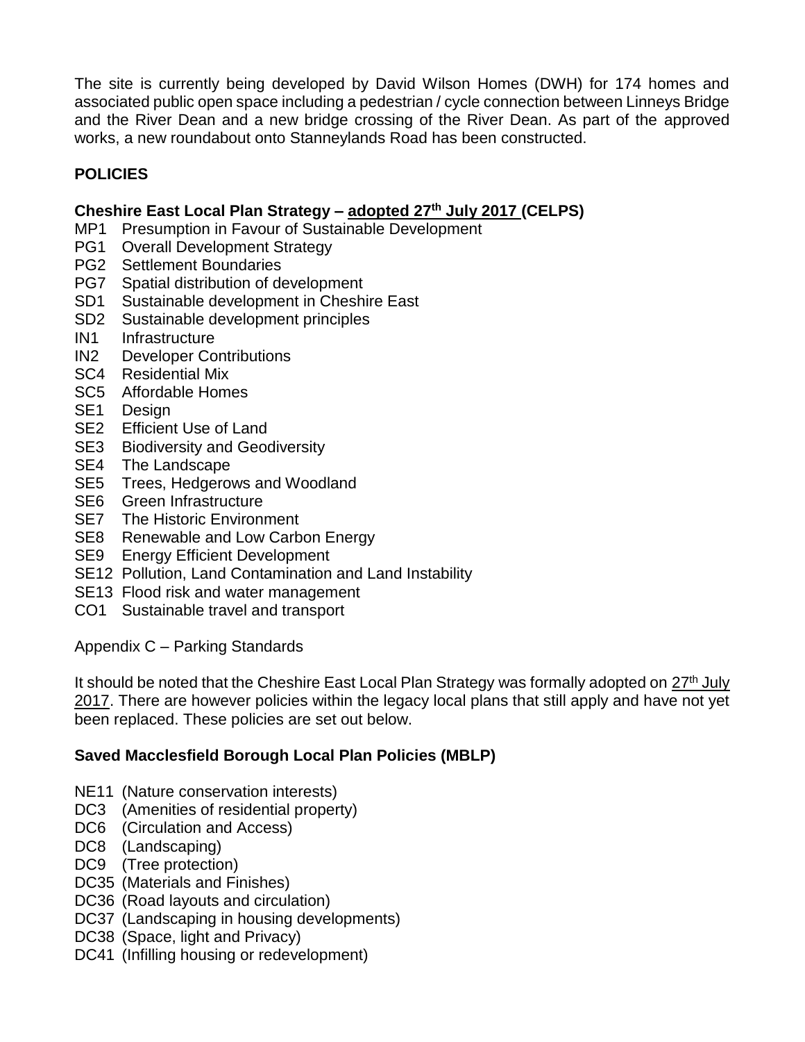The site is currently being developed by David Wilson Homes (DWH) for 174 homes and associated public open space including a pedestrian / cycle connection between Linneys Bridge and the River Dean and a new bridge crossing of the River Dean. As part of the approved works, a new roundabout onto Stanneylands Road has been constructed.

**POLICIES**

**Cheshire East Local Plan Strategy – adopted 27th July 2017 (CELPS)**

MP1 Presumption in Favour of Sustainable Development
PG1 Overall Development Strategy
PG2 Settlement Boundaries
PG7 Spatial distribution of development
SD1 Sustainable development in Cheshire East
SD2 Sustainable development principles
IN1 Infrastructure
IN2 Developer Contributions
SC4 Residential Mix
SC5 Affordable Homes
SE1 Design
SE2 Efficient Use of Land
SE3 Biodiversity and Geodiversity
SE4 The Landscape
SE5 Trees, Hedgerows and Woodland
SE6 Green Infrastructure
SE7 The Historic Environment
SE8 Renewable and Low Carbon Energy
SE9 Energy Efficient Development
SE12 Pollution, Land Contamination and Land Instability
SE13 Flood risk and water management
CO1 Sustainable travel and transport

Appendix C – Parking Standards

It should be noted that the Cheshire East Local Plan Strategy was formally adopted on 27th July 2017. There are however policies within the legacy local plans that still apply and have not yet been replaced. These policies are set out below.

**Saved Macclesfield Borough Local Plan Policies (MBLP)**

NE11 (Nature conservation interests)
DC3 (Amenities of residential property)
DC6 (Circulation and Access)
DC8 (Landscaping)
DC9 (Tree protection)
DC35 (Materials and Finishes)
DC36 (Road layouts and circulation)
DC37 (Landscaping in housing developments)
DC38 (Space, light and Privacy)
DC41 (Infilling housing or redevelopment)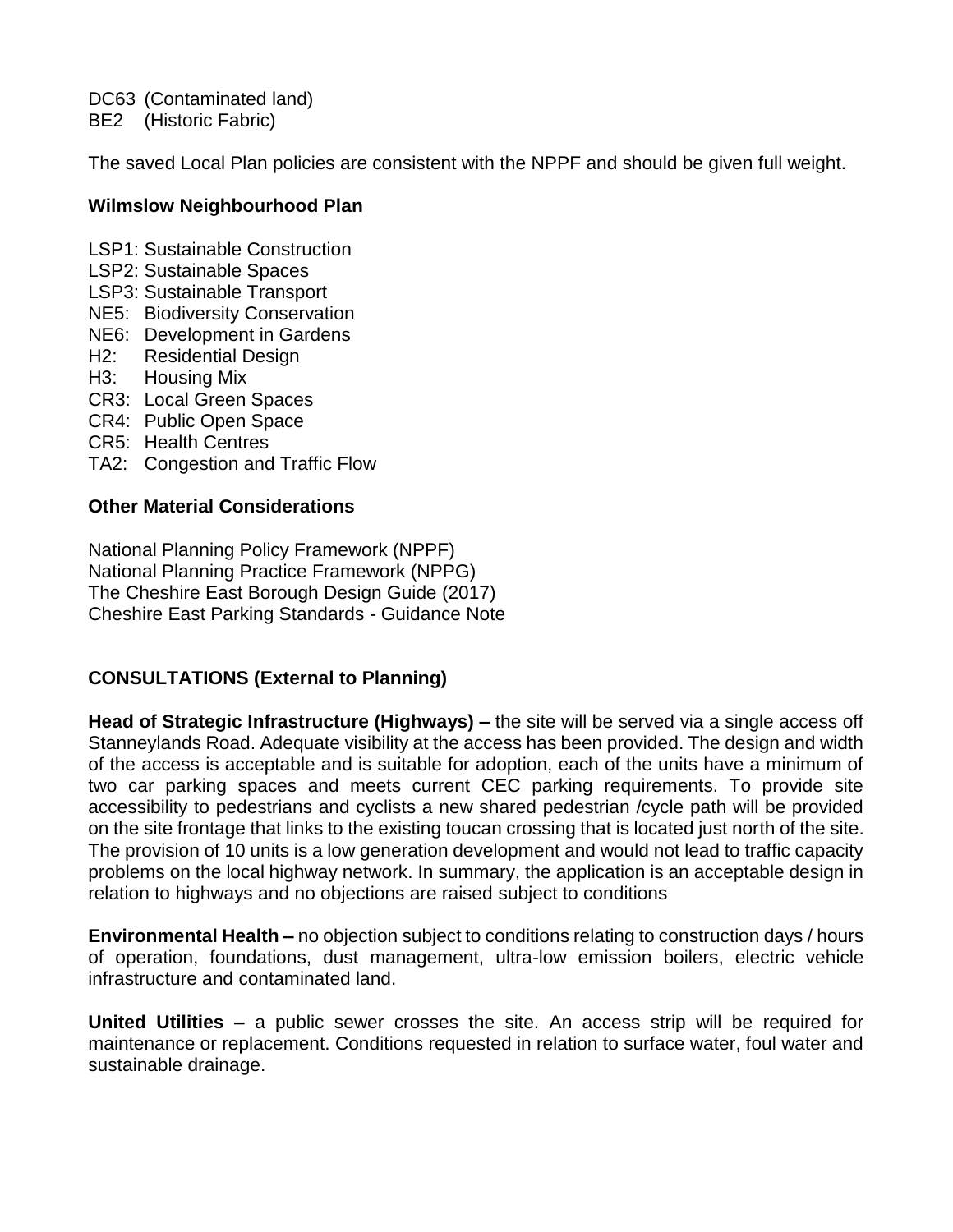DC63 (Contaminated land)
BE2 (Historic Fabric)

The saved Local Plan policies are consistent with the NPPF and should be given full weight.

**Wilmslow Neighbourhood Plan**

LSP1: Sustainable Construction
LSP2: Sustainable Spaces
LSP3: Sustainable Transport
NE5: Biodiversity Conservation
NE6: Development in Gardens
H2: Residential Design
H3: Housing Mix
CR3: Local Green Spaces
CR4: Public Open Space
CR5: Health Centres
TA2: Congestion and Traffic Flow

**Other Material Considerations**

National Planning Policy Framework (NPPF)
National Planning Practice Framework (NPPG)
The Cheshire East Borough Design Guide (2017)
Cheshire East Parking Standards - Guidance Note

**CONSULTATIONS (External to Planning)**

**Head of Strategic Infrastructure (Highways) –** the site will be served via a single access off Stanneylands Road. Adequate visibility at the access has been provided. The design and width of the access is acceptable and is suitable for adoption, each of the units have a minimum of two car parking spaces and meets current CEC parking requirements. To provide site accessibility to pedestrians and cyclists a new shared pedestrian /cycle path will be provided on the site frontage that links to the existing toucan crossing that is located just north of the site. The provision of 10 units is a low generation development and would not lead to traffic capacity problems on the local highway network. In summary, the application is an acceptable design in relation to highways and no objections are raised subject to conditions

**Environmental Health –** no objection subject to conditions relating to construction days / hours of operation, foundations, dust management, ultra-low emission boilers, electric vehicle infrastructure and contaminated land.

**United Utilities –** a public sewer crosses the site. An access strip will be required for maintenance or replacement. Conditions requested in relation to surface water, foul water and sustainable drainage.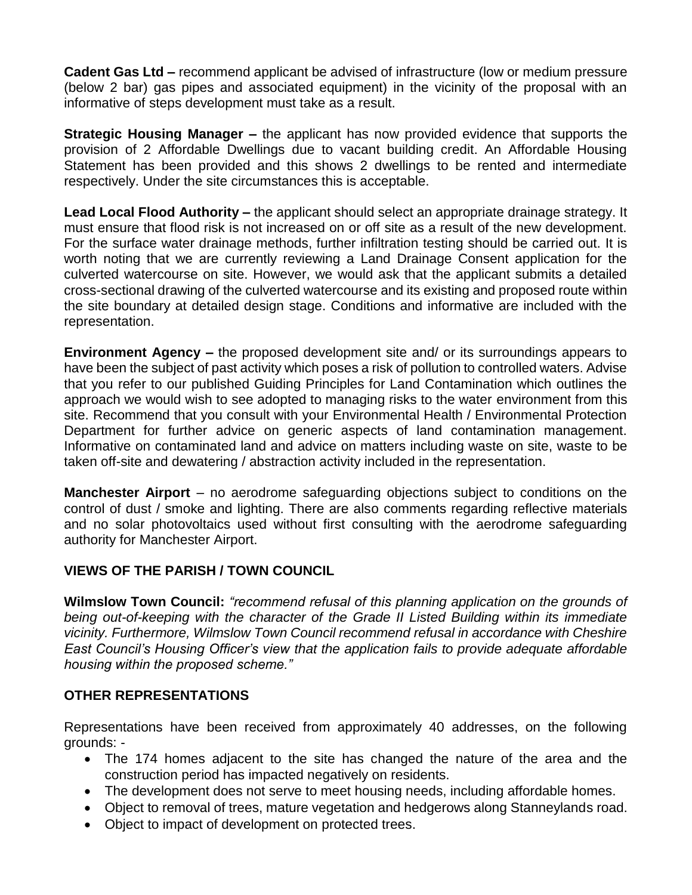**Cadent Gas Ltd –** recommend applicant be advised of infrastructure (low or medium pressure (below 2 bar) gas pipes and associated equipment) in the vicinity of the proposal with an informative of steps development must take as a result.

**Strategic Housing Manager –** the applicant has now provided evidence that supports the provision of 2 Affordable Dwellings due to vacant building credit. An Affordable Housing Statement has been provided and this shows 2 dwellings to be rented and intermediate respectively. Under the site circumstances this is acceptable.

**Lead Local Flood Authority –** the applicant should select an appropriate drainage strategy. It must ensure that flood risk is not increased on or off site as a result of the new development. For the surface water drainage methods, further infiltration testing should be carried out. It is worth noting that we are currently reviewing a Land Drainage Consent application for the culverted watercourse on site. However, we would ask that the applicant submits a detailed cross-sectional drawing of the culverted watercourse and its existing and proposed route within the site boundary at detailed design stage. Conditions and informative are included with the representation.

**Environment Agency –** the proposed development site and/ or its surroundings appears to have been the subject of past activity which poses a risk of pollution to controlled waters. Advise that you refer to our published Guiding Principles for Land Contamination which outlines the approach we would wish to see adopted to managing risks to the water environment from this site. Recommend that you consult with your Environmental Health / Environmental Protection Department for further advice on generic aspects of land contamination management. Informative on contaminated land and advice on matters including waste on site, waste to be taken off-site and dewatering / abstraction activity included in the representation.

**Manchester Airport** – no aerodrome safeguarding objections subject to conditions on the control of dust / smoke and lighting. There are also comments regarding reflective materials and no solar photovoltaics used without first consulting with the aerodrome safeguarding authority for Manchester Airport.

## VIEWS OF THE PARISH / TOWN COUNCIL

**Wilmslow Town Council:** *"recommend refusal of this planning application on the grounds of being out-of-keeping with the character of the Grade II Listed Building within its immediate vicinity. Furthermore, Wilmslow Town Council recommend refusal in accordance with Cheshire East Council's Housing Officer's view that the application fails to provide adequate affordable housing within the proposed scheme."*

## OTHER REPRESENTATIONS

Representations have been received from approximately 40 addresses, on the following grounds: -

- The 174 homes adjacent to the site has changed the nature of the area and the construction period has impacted negatively on residents.
- The development does not serve to meet housing needs, including affordable homes.
- Object to removal of trees, mature vegetation and hedgerows along Stanneylands road.
- Object to impact of development on protected trees.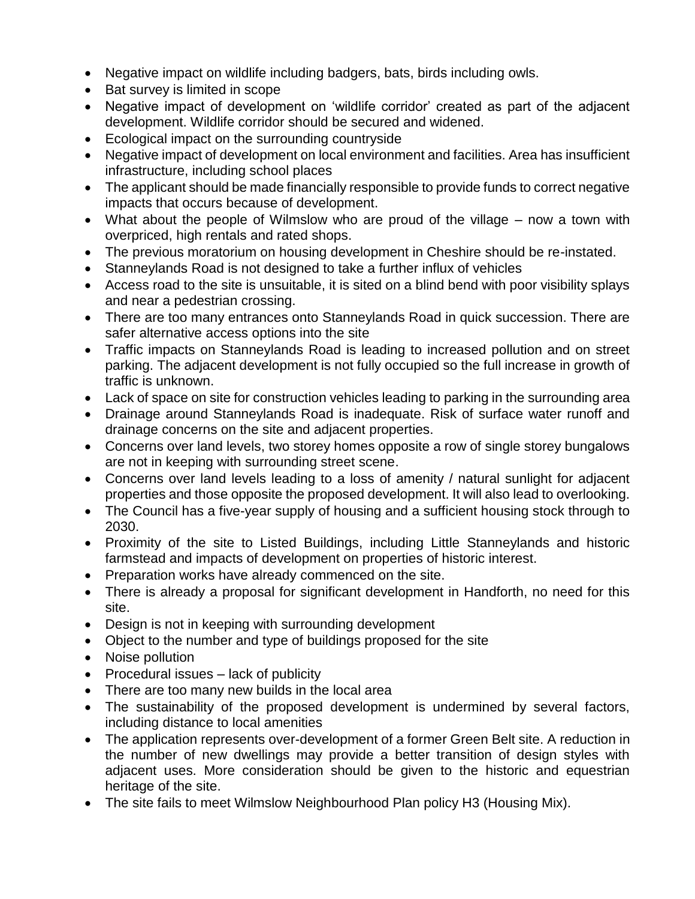- Negative impact on wildlife including badgers, bats, birds including owls.
- Bat survey is limited in scope
- Negative impact of development on 'wildlife corridor' created as part of the adjacent development. Wildlife corridor should be secured and widened.
- Ecological impact on the surrounding countryside
- Negative impact of development on local environment and facilities. Area has insufficient infrastructure, including school places
- The applicant should be made financially responsible to provide funds to correct negative impacts that occurs because of development.
- What about the people of Wilmslow who are proud of the village – now a town with overpriced, high rentals and rated shops.
- The previous moratorium on housing development in Cheshire should be re-instated.
- Stanneylands Road is not designed to take a further influx of vehicles
- Access road to the site is unsuitable, it is sited on a blind bend with poor visibility splays and near a pedestrian crossing.
- There are too many entrances onto Stanneylands Road in quick succession. There are safer alternative access options into the site
- Traffic impacts on Stanneylands Road is leading to increased pollution and on street parking. The adjacent development is not fully occupied so the full increase in growth of traffic is unknown.
- Lack of space on site for construction vehicles leading to parking in the surrounding area
- Drainage around Stanneylands Road is inadequate. Risk of surface water runoff and drainage concerns on the site and adjacent properties.
- Concerns over land levels, two storey homes opposite a row of single storey bungalows are not in keeping with surrounding street scene.
- Concerns over land levels leading to a loss of amenity / natural sunlight for adjacent properties and those opposite the proposed development. It will also lead to overlooking.
- The Council has a five-year supply of housing and a sufficient housing stock through to 2030.
- Proximity of the site to Listed Buildings, including Little Stanneylands and historic farmstead and impacts of development on properties of historic interest.
- Preparation works have already commenced on the site.
- There is already a proposal for significant development in Handforth, no need for this site.
- Design is not in keeping with surrounding development
- Object to the number and type of buildings proposed for the site
- Noise pollution
- Procedural issues – lack of publicity
- There are too many new builds in the local area
- The sustainability of the proposed development is undermined by several factors, including distance to local amenities
- The application represents over-development of a former Green Belt site. A reduction in the number of new dwellings may provide a better transition of design styles with adjacent uses. More consideration should be given to the historic and equestrian heritage of the site.
- The site fails to meet Wilmslow Neighbourhood Plan policy H3 (Housing Mix).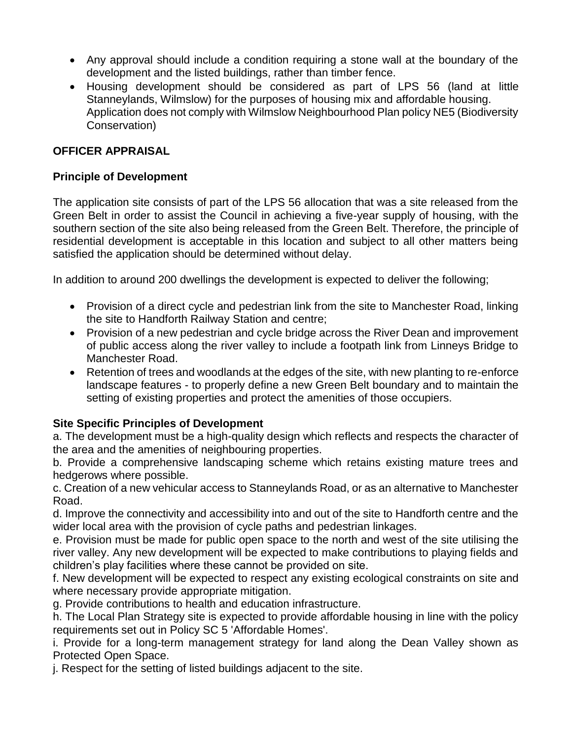- Any approval should include a condition requiring a stone wall at the boundary of the development and the listed buildings, rather than timber fence.
- Housing development should be considered as part of LPS 56 (land at little Stanneylands, Wilmslow) for the purposes of housing mix and affordable housing. Application does not comply with Wilmslow Neighbourhood Plan policy NE5 (Biodiversity Conservation)

## OFFICER APPRAISAL

### Principle of Development

The application site consists of part of the LPS 56 allocation that was a site released from the Green Belt in order to assist the Council in achieving a five-year supply of housing, with the southern section of the site also being released from the Green Belt. Therefore, the principle of residential development is acceptable in this location and subject to all other matters being satisfied the application should be determined without delay.

In addition to around 200 dwellings the development is expected to deliver the following;

- Provision of a direct cycle and pedestrian link from the site to Manchester Road, linking the site to Handforth Railway Station and centre;
- Provision of a new pedestrian and cycle bridge across the River Dean and improvement of public access along the river valley to include a footpath link from Linneys Bridge to Manchester Road.
- Retention of trees and woodlands at the edges of the site, with new planting to re-enforce landscape features - to properly define a new Green Belt boundary and to maintain the setting of existing properties and protect the amenities of those occupiers.

### Site Specific Principles of Development

a. The development must be a high-quality design which reflects and respects the character of the area and the amenities of neighbouring properties.

b. Provide a comprehensive landscaping scheme which retains existing mature trees and hedgerows where possible.

c. Creation of a new vehicular access to Stanneylands Road, or as an alternative to Manchester Road.

d. Improve the connectivity and accessibility into and out of the site to Handforth centre and the wider local area with the provision of cycle paths and pedestrian linkages.

e. Provision must be made for public open space to the north and west of the site utilising the river valley. Any new development will be expected to make contributions to playing fields and children's play facilities where these cannot be provided on site.

f. New development will be expected to respect any existing ecological constraints on site and where necessary provide appropriate mitigation.

g. Provide contributions to health and education infrastructure.

h. The Local Plan Strategy site is expected to provide affordable housing in line with the policy requirements set out in Policy SC 5 'Affordable Homes'.

i. Provide for a long-term management strategy for land along the Dean Valley shown as Protected Open Space.

j. Respect for the setting of listed buildings adjacent to the site.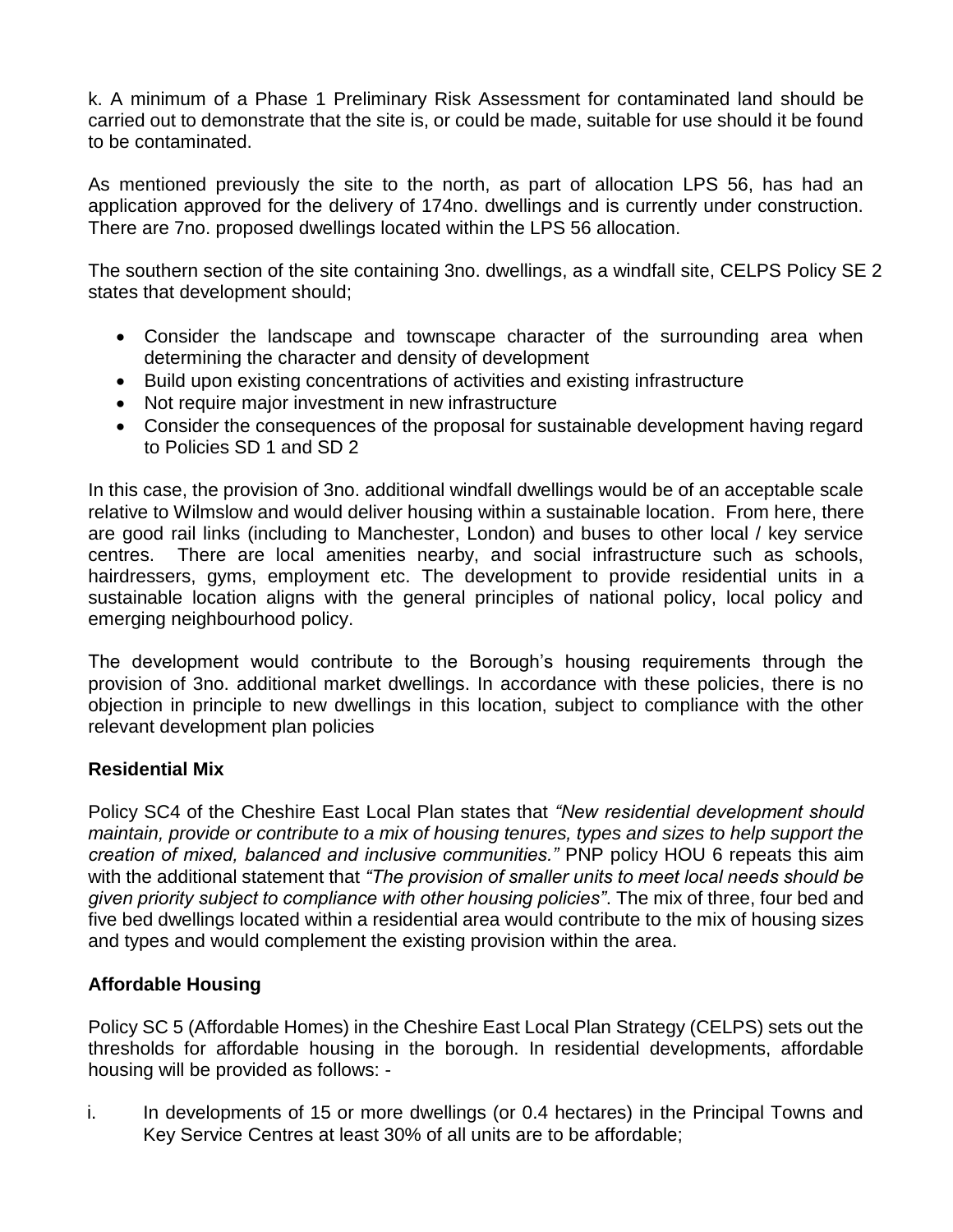k. A minimum of a Phase 1 Preliminary Risk Assessment for contaminated land should be carried out to demonstrate that the site is, or could be made, suitable for use should it be found to be contaminated.

As mentioned previously the site to the north, as part of allocation LPS 56, has had an application approved for the delivery of 174no. dwellings and is currently under construction. There are 7no. proposed dwellings located within the LPS 56 allocation.

The southern section of the site containing 3no. dwellings, as a windfall site, CELPS Policy SE 2 states that development should;

- Consider the landscape and townscape character of the surrounding area when determining the character and density of development
- Build upon existing concentrations of activities and existing infrastructure
- Not require major investment in new infrastructure
- Consider the consequences of the proposal for sustainable development having regard to Policies SD 1 and SD 2

In this case, the provision of 3no. additional windfall dwellings would be of an acceptable scale relative to Wilmslow and would deliver housing within a sustainable location. From here, there are good rail links (including to Manchester, London) and buses to other local / key service centres. There are local amenities nearby, and social infrastructure such as schools, hairdressers, gyms, employment etc. The development to provide residential units in a sustainable location aligns with the general principles of national policy, local policy and emerging neighbourhood policy.

The development would contribute to the Borough's housing requirements through the provision of 3no. additional market dwellings. In accordance with these policies, there is no objection in principle to new dwellings in this location, subject to compliance with the other relevant development plan policies

**Residential Mix**

Policy SC4 of the Cheshire East Local Plan states that *"New residential development should maintain, provide or contribute to a mix of housing tenures, types and sizes to help support the creation of mixed, balanced and inclusive communities."* PNP policy HOU 6 repeats this aim with the additional statement that *"The provision of smaller units to meet local needs should be given priority subject to compliance with other housing policies"*. The mix of three, four bed and five bed dwellings located within a residential area would contribute to the mix of housing sizes and types and would complement the existing provision within the area.

**Affordable Housing**

Policy SC 5 (Affordable Homes) in the Cheshire East Local Plan Strategy (CELPS) sets out the thresholds for affordable housing in the borough. In residential developments, affordable housing will be provided as follows: -

i. In developments of 15 or more dwellings (or 0.4 hectares) in the Principal Towns and Key Service Centres at least 30% of all units are to be affordable;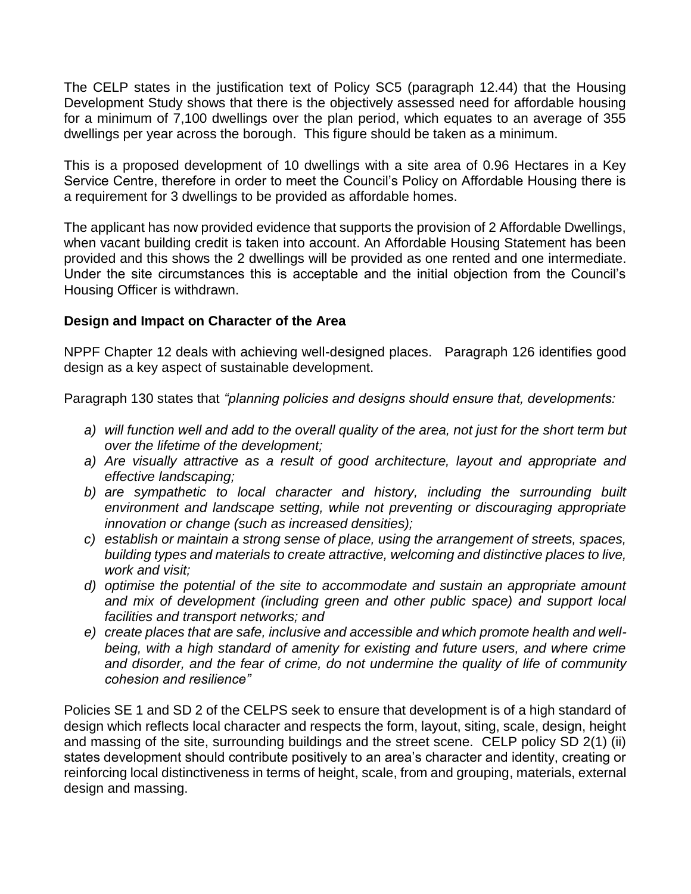The CELP states in the justification text of Policy SC5 (paragraph 12.44) that the Housing Development Study shows that there is the objectively assessed need for affordable housing for a minimum of 7,100 dwellings over the plan period, which equates to an average of 355 dwellings per year across the borough. This figure should be taken as a minimum.

This is a proposed development of 10 dwellings with a site area of 0.96 Hectares in a Key Service Centre, therefore in order to meet the Council's Policy on Affordable Housing there is a requirement for 3 dwellings to be provided as affordable homes.

The applicant has now provided evidence that supports the provision of 2 Affordable Dwellings, when vacant building credit is taken into account. An Affordable Housing Statement has been provided and this shows the 2 dwellings will be provided as one rented and one intermediate. Under the site circumstances this is acceptable and the initial objection from the Council's Housing Officer is withdrawn.

**Design and Impact on Character of the Area**

NPPF Chapter 12 deals with achieving well-designed places. Paragraph 126 identifies good design as a key aspect of sustainable development.

Paragraph 130 states that *"planning policies and designs should ensure that, developments:*

- *a) will function well and add to the overall quality of the area, not just for the short term but over the lifetime of the development;*
- *a) Are visually attractive as a result of good architecture, layout and appropriate and effective landscaping;*
- *b) are sympathetic to local character and history, including the surrounding built environment and landscape setting, while not preventing or discouraging appropriate innovation or change (such as increased densities);*
- *c) establish or maintain a strong sense of place, using the arrangement of streets, spaces, building types and materials to create attractive, welcoming and distinctive places to live, work and visit;*
- *d) optimise the potential of the site to accommodate and sustain an appropriate amount and mix of development (including green and other public space) and support local facilities and transport networks; and*
- *e) create places that are safe, inclusive and accessible and which promote health and well-being, with a high standard of amenity for existing and future users, and where crime and disorder, and the fear of crime, do not undermine the quality of life of community cohesion and resilience"*

Policies SE 1 and SD 2 of the CELPS seek to ensure that development is of a high standard of design which reflects local character and respects the form, layout, siting, scale, design, height and massing of the site, surrounding buildings and the street scene. CELP policy SD 2(1) (ii) states development should contribute positively to an area's character and identity, creating or reinforcing local distinctiveness in terms of height, scale, from and grouping, materials, external design and massing.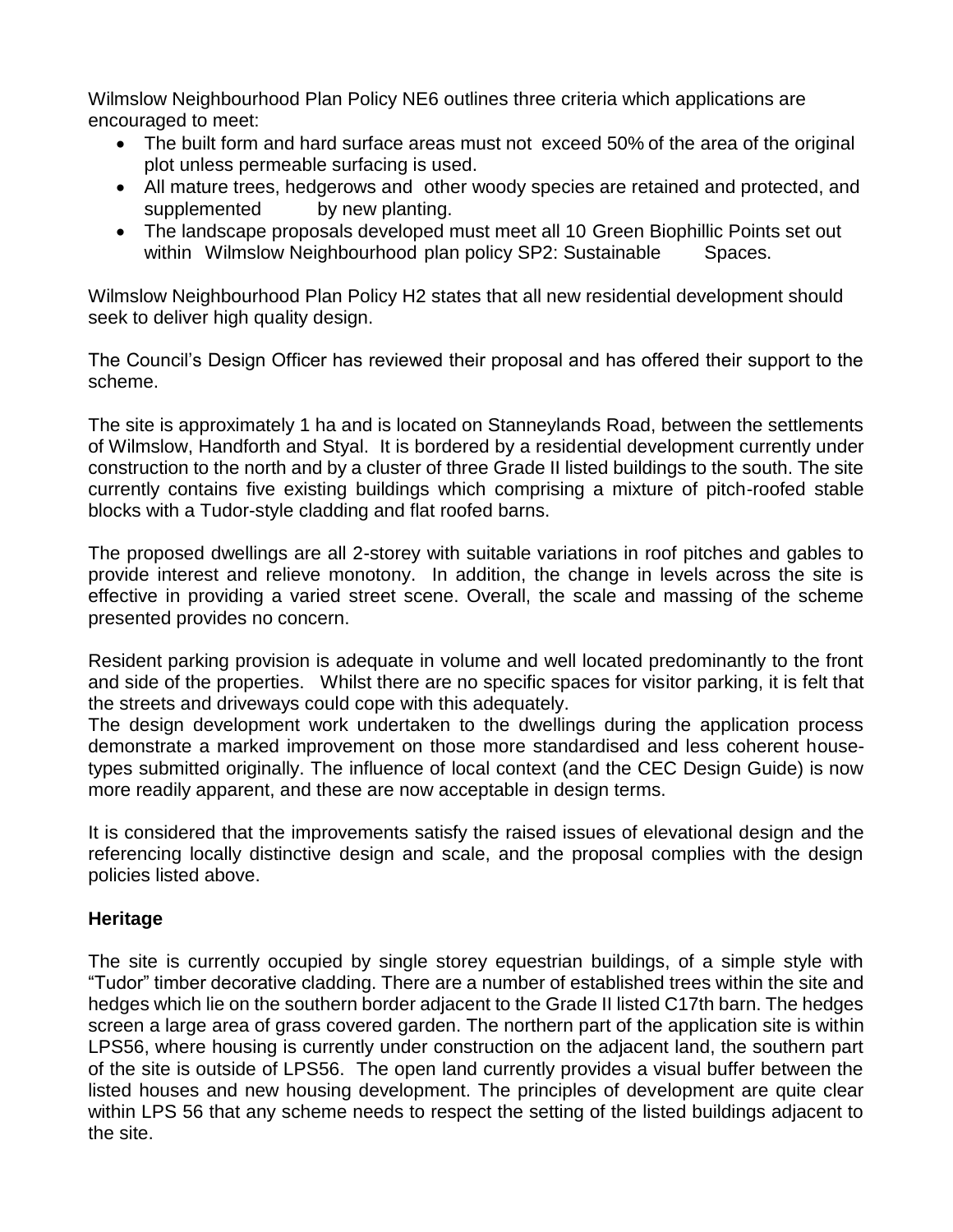Wilmslow Neighbourhood Plan Policy NE6 outlines three criteria which applications are encouraged to meet:

- The built form and hard surface areas must not exceed 50% of the area of the original plot unless permeable surfacing is used.
- All mature trees, hedgerows and other woody species are retained and protected, and supplemented by new planting.
- The landscape proposals developed must meet all 10 Green Biophillic Points set out within Wilmslow Neighbourhood plan policy SP2: Sustainable Spaces.

Wilmslow Neighbourhood Plan Policy H2 states that all new residential development should seek to deliver high quality design.

The Council's Design Officer has reviewed their proposal and has offered their support to the scheme.

The site is approximately 1 ha and is located on Stanneylands Road, between the settlements of Wilmslow, Handforth and Styal. It is bordered by a residential development currently under construction to the north and by a cluster of three Grade II listed buildings to the south. The site currently contains five existing buildings which comprising a mixture of pitch-roofed stable blocks with a Tudor-style cladding and flat roofed barns.

The proposed dwellings are all 2-storey with suitable variations in roof pitches and gables to provide interest and relieve monotony. In addition, the change in levels across the site is effective in providing a varied street scene. Overall, the scale and massing of the scheme presented provides no concern.

Resident parking provision is adequate in volume and well located predominantly to the front and side of the properties. Whilst there are no specific spaces for visitor parking, it is felt that the streets and driveways could cope with this adequately.

The design development work undertaken to the dwellings during the application process demonstrate a marked improvement on those more standardised and less coherent house-types submitted originally. The influence of local context (and the CEC Design Guide) is now more readily apparent, and these are now acceptable in design terms.

It is considered that the improvements satisfy the raised issues of elevational design and the referencing locally distinctive design and scale, and the proposal complies with the design policies listed above.

## Heritage

The site is currently occupied by single storey equestrian buildings, of a simple style with "Tudor" timber decorative cladding. There are a number of established trees within the site and hedges which lie on the southern border adjacent to the Grade II listed C17th barn. The hedges screen a large area of grass covered garden. The northern part of the application site is within LPS56, where housing is currently under construction on the adjacent land, the southern part of the site is outside of LPS56. The open land currently provides a visual buffer between the listed houses and new housing development. The principles of development are quite clear within LPS 56 that any scheme needs to respect the setting of the listed buildings adjacent to the site.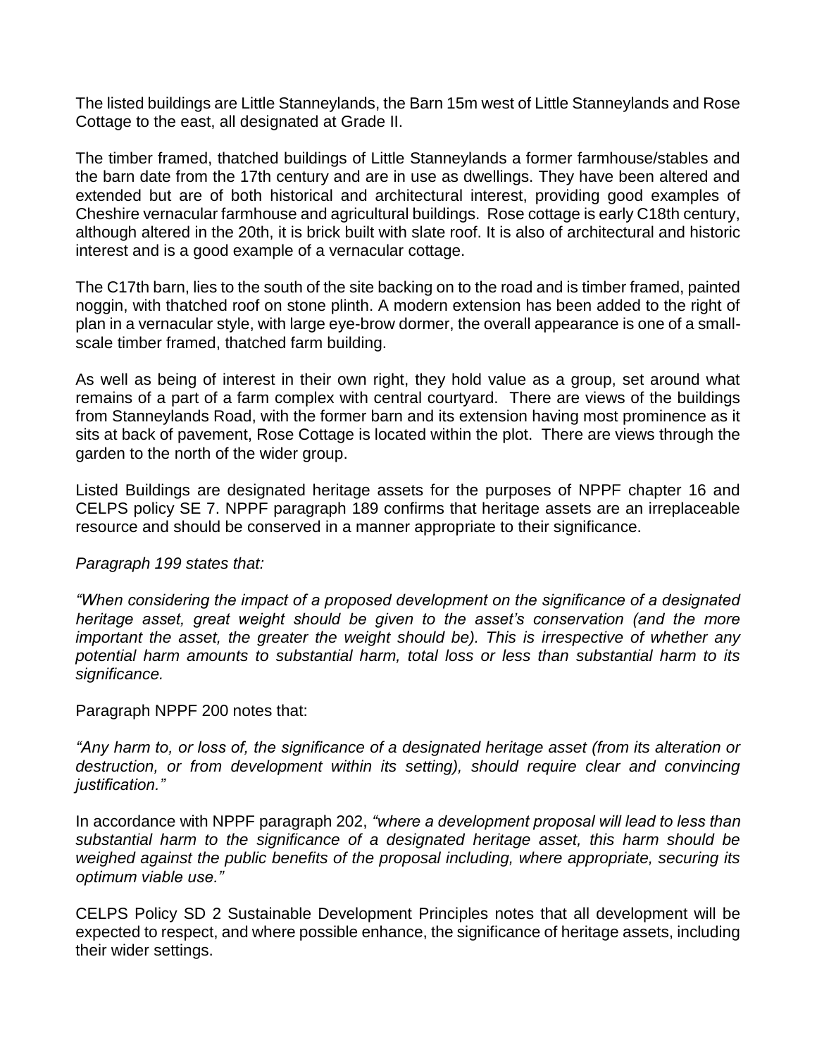The listed buildings are Little Stanneylands, the Barn 15m west of Little Stanneylands and Rose Cottage to the east, all designated at Grade II.

The timber framed, thatched buildings of Little Stanneylands a former farmhouse/stables and the barn date from the 17th century and are in use as dwellings. They have been altered and extended but are of both historical and architectural interest, providing good examples of Cheshire vernacular farmhouse and agricultural buildings. Rose cottage is early C18th century, although altered in the 20th, it is brick built with slate roof. It is also of architectural and historic interest and is a good example of a vernacular cottage.

The C17th barn, lies to the south of the site backing on to the road and is timber framed, painted noggin, with thatched roof on stone plinth. A modern extension has been added to the right of plan in a vernacular style, with large eye-brow dormer, the overall appearance is one of a small-scale timber framed, thatched farm building.

As well as being of interest in their own right, they hold value as a group, set around what remains of a part of a farm complex with central courtyard. There are views of the buildings from Stanneylands Road, with the former barn and its extension having most prominence as it sits at back of pavement, Rose Cottage is located within the plot. There are views through the garden to the north of the wider group.

Listed Buildings are designated heritage assets for the purposes of NPPF chapter 16 and CELPS policy SE 7. NPPF paragraph 189 confirms that heritage assets are an irreplaceable resource and should be conserved in a manner appropriate to their significance.

*Paragraph 199 states that:*

*"When considering the impact of a proposed development on the significance of a designated heritage asset, great weight should be given to the asset's conservation (and the more important the asset, the greater the weight should be). This is irrespective of whether any potential harm amounts to substantial harm, total loss or less than substantial harm to its significance.*

Paragraph NPPF 200 notes that:

*"Any harm to, or loss of, the significance of a designated heritage asset (from its alteration or destruction, or from development within its setting), should require clear and convincing justification."*

In accordance with NPPF paragraph 202, *"where a development proposal will lead to less than substantial harm to the significance of a designated heritage asset, this harm should be weighed against the public benefits of the proposal including, where appropriate, securing its optimum viable use."*

CELPS Policy SD 2 Sustainable Development Principles notes that all development will be expected to respect, and where possible enhance, the significance of heritage assets, including their wider settings.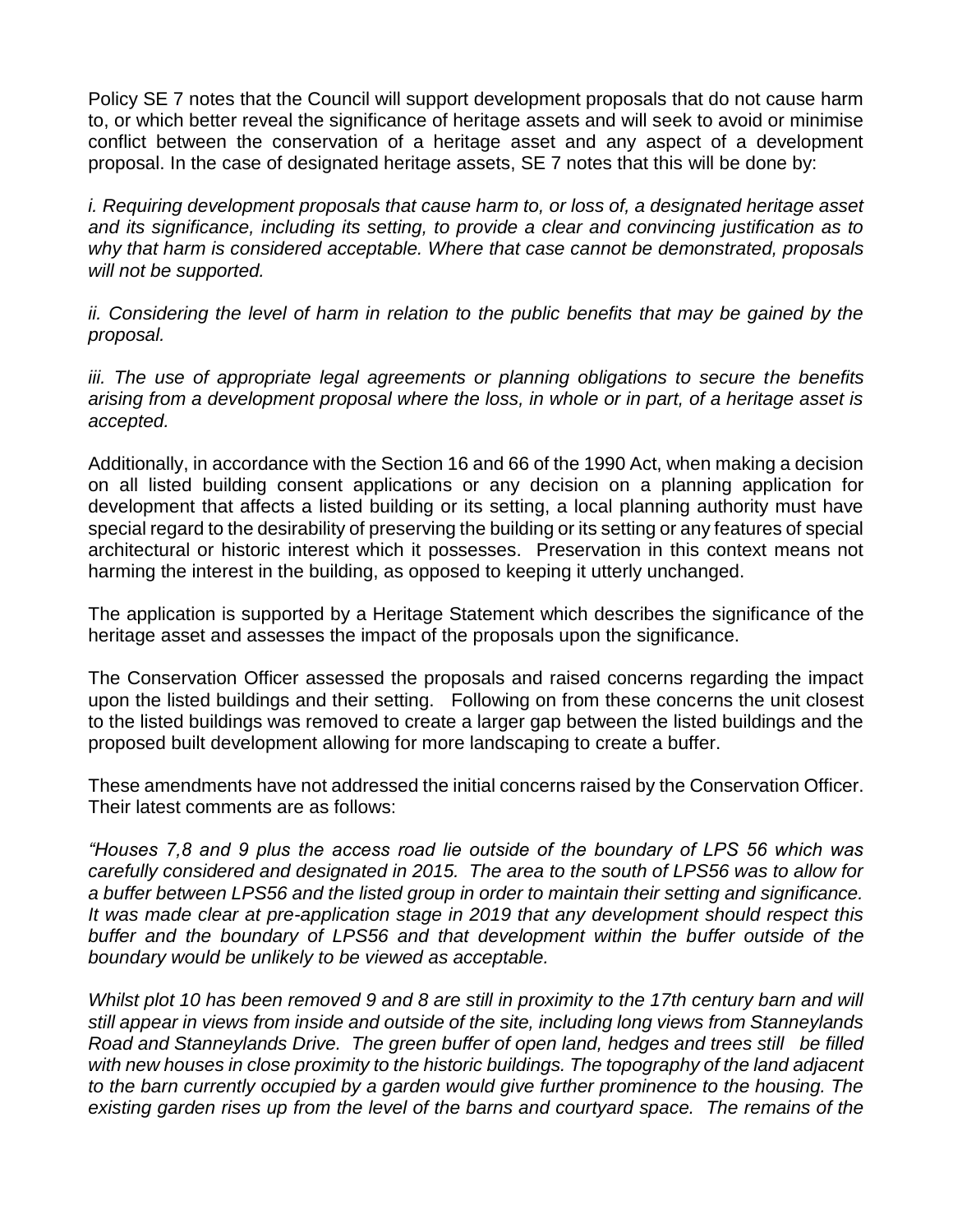Policy SE 7 notes that the Council will support development proposals that do not cause harm to, or which better reveal the significance of heritage assets and will seek to avoid or minimise conflict between the conservation of a heritage asset and any aspect of a development proposal. In the case of designated heritage assets, SE 7 notes that this will be done by:

*i. Requiring development proposals that cause harm to, or loss of, a designated heritage asset and its significance, including its setting, to provide a clear and convincing justification as to why that harm is considered acceptable. Where that case cannot be demonstrated, proposals will not be supported.*

*ii. Considering the level of harm in relation to the public benefits that may be gained by the proposal.*

*iii. The use of appropriate legal agreements or planning obligations to secure the benefits arising from a development proposal where the loss, in whole or in part, of a heritage asset is accepted.*

Additionally, in accordance with the Section 16 and 66 of the 1990 Act, when making a decision on all listed building consent applications or any decision on a planning application for development that affects a listed building or its setting, a local planning authority must have special regard to the desirability of preserving the building or its setting or any features of special architectural or historic interest which it possesses. Preservation in this context means not harming the interest in the building, as opposed to keeping it utterly unchanged.

The application is supported by a Heritage Statement which describes the significance of the heritage asset and assesses the impact of the proposals upon the significance.

The Conservation Officer assessed the proposals and raised concerns regarding the impact upon the listed buildings and their setting. Following on from these concerns the unit closest to the listed buildings was removed to create a larger gap between the listed buildings and the proposed built development allowing for more landscaping to create a buffer.

These amendments have not addressed the initial concerns raised by the Conservation Officer. Their latest comments are as follows:

*"Houses 7,8 and 9 plus the access road lie outside of the boundary of LPS 56 which was carefully considered and designated in 2015. The area to the south of LPS56 was to allow for a buffer between LPS56 and the listed group in order to maintain their setting and significance. It was made clear at pre-application stage in 2019 that any development should respect this buffer and the boundary of LPS56 and that development within the buffer outside of the boundary would be unlikely to be viewed as acceptable.*

*Whilst plot 10 has been removed 9 and 8 are still in proximity to the 17th century barn and will still appear in views from inside and outside of the site, including long views from Stanneylands Road and Stanneylands Drive. The green buffer of open land, hedges and trees still be filled with new houses in close proximity to the historic buildings. The topography of the land adjacent to the barn currently occupied by a garden would give further prominence to the housing. The existing garden rises up from the level of the barns and courtyard space. The remains of the*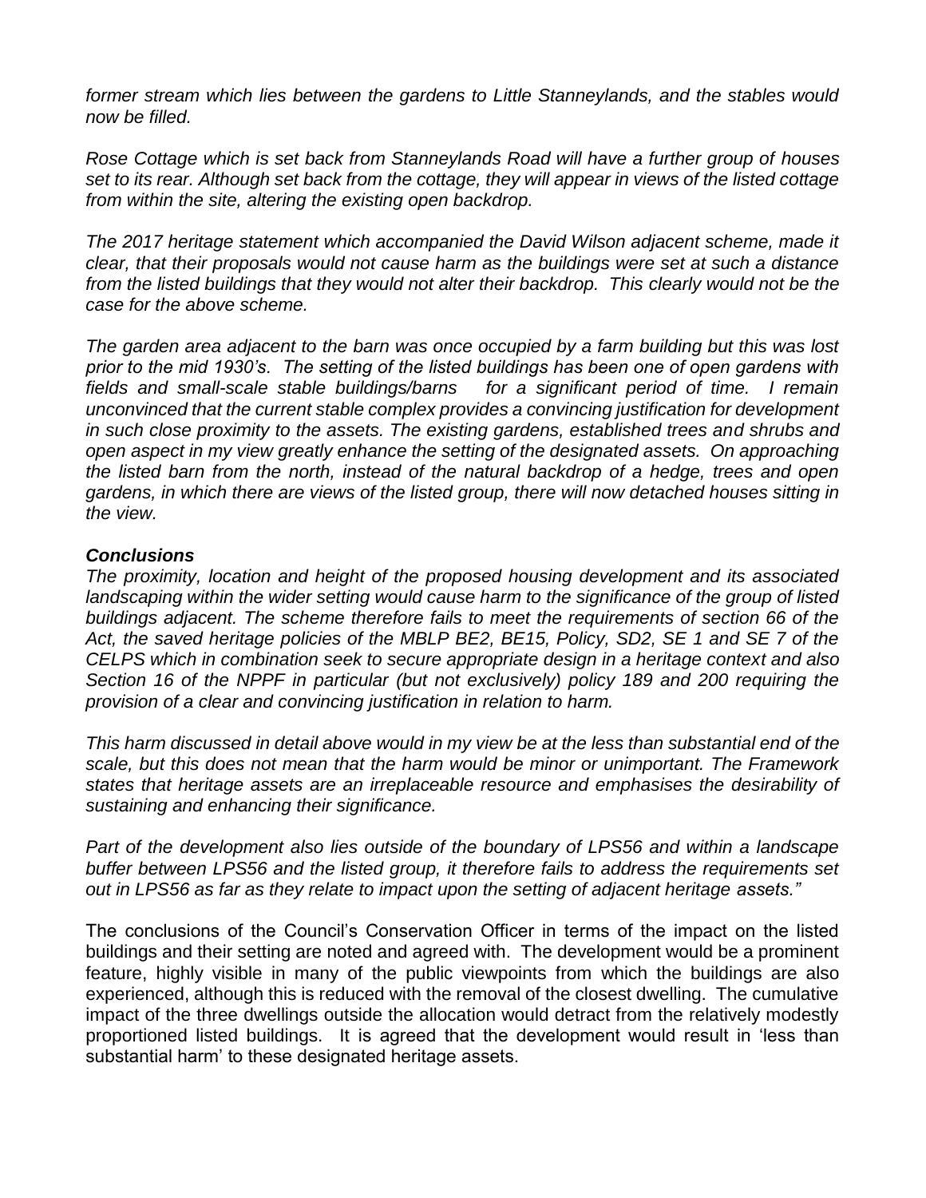*former stream which lies between the gardens to Little Stanneylands, and the stables would now be filled.*

*Rose Cottage which is set back from Stanneylands Road will have a further group of houses set to its rear. Although set back from the cottage, they will appear in views of the listed cottage from within the site, altering the existing open backdrop.*

*The 2017 heritage statement which accompanied the David Wilson adjacent scheme, made it clear, that their proposals would not cause harm as the buildings were set at such a distance from the listed buildings that they would not alter their backdrop. This clearly would not be the case for the above scheme.*

*The garden area adjacent to the barn was once occupied by a farm building but this was lost prior to the mid 1930's. The setting of the listed buildings has been one of open gardens with fields and small-scale stable buildings/barns for a significant period of time. I remain unconvinced that the current stable complex provides a convincing justification for development in such close proximity to the assets. The existing gardens, established trees and shrubs and open aspect in my view greatly enhance the setting of the designated assets. On approaching the listed barn from the north, instead of the natural backdrop of a hedge, trees and open gardens, in which there are views of the listed group, there will now detached houses sitting in the view.*

***Conclusions***

*The proximity, location and height of the proposed housing development and its associated landscaping within the wider setting would cause harm to the significance of the group of listed buildings adjacent. The scheme therefore fails to meet the requirements of section 66 of the Act, the saved heritage policies of the MBLP BE2, BE15, Policy, SD2, SE 1 and SE 7 of the CELPS which in combination seek to secure appropriate design in a heritage context and also Section 16 of the NPPF in particular (but not exclusively) policy 189 and 200 requiring the provision of a clear and convincing justification in relation to harm.*

*This harm discussed in detail above would in my view be at the less than substantial end of the scale, but this does not mean that the harm would be minor or unimportant. The Framework states that heritage assets are an irreplaceable resource and emphasises the desirability of sustaining and enhancing their significance.*

*Part of the development also lies outside of the boundary of LPS56 and within a landscape buffer between LPS56 and the listed group, it therefore fails to address the requirements set out in LPS56 as far as they relate to impact upon the setting of adjacent heritage assets."*

The conclusions of the Council's Conservation Officer in terms of the impact on the listed buildings and their setting are noted and agreed with. The development would be a prominent feature, highly visible in many of the public viewpoints from which the buildings are also experienced, although this is reduced with the removal of the closest dwelling. The cumulative impact of the three dwellings outside the allocation would detract from the relatively modestly proportioned listed buildings. It is agreed that the development would result in 'less than substantial harm' to these designated heritage assets.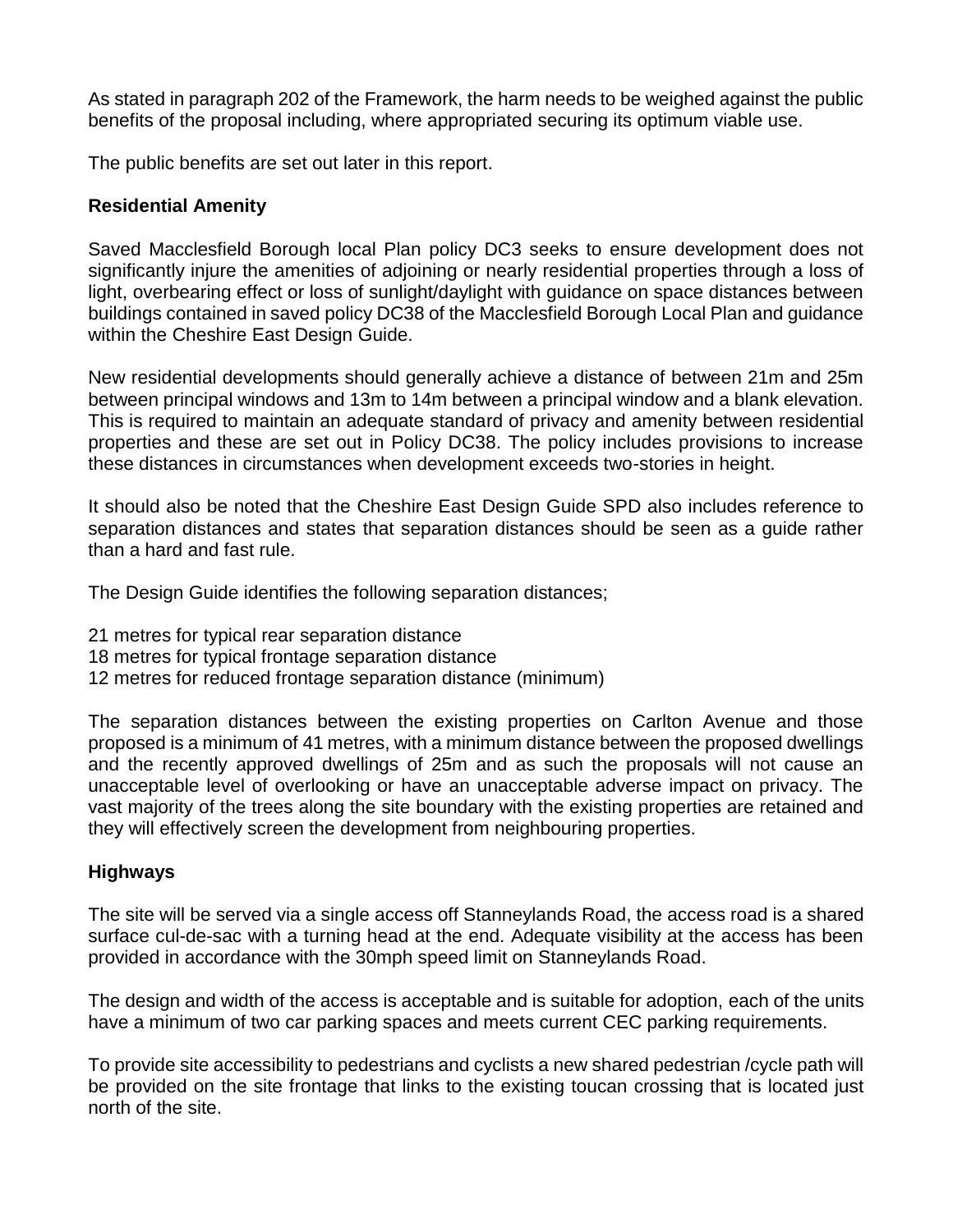As stated in paragraph 202 of the Framework, the harm needs to be weighed against the public benefits of the proposal including, where appropriated securing its optimum viable use.

The public benefits are set out later in this report.

**Residential Amenity**

Saved Macclesfield Borough local Plan policy DC3 seeks to ensure development does not significantly injure the amenities of adjoining or nearly residential properties through a loss of light, overbearing effect or loss of sunlight/daylight with guidance on space distances between buildings contained in saved policy DC38 of the Macclesfield Borough Local Plan and guidance within the Cheshire East Design Guide.

New residential developments should generally achieve a distance of between 21m and 25m between principal windows and 13m to 14m between a principal window and a blank elevation. This is required to maintain an adequate standard of privacy and amenity between residential properties and these are set out in Policy DC38. The policy includes provisions to increase these distances in circumstances when development exceeds two-stories in height.

It should also be noted that the Cheshire East Design Guide SPD also includes reference to separation distances and states that separation distances should be seen as a guide rather than a hard and fast rule.

The Design Guide identifies the following separation distances;

21 metres for typical rear separation distance
18 metres for typical frontage separation distance
12 metres for reduced frontage separation distance (minimum)

The separation distances between the existing properties on Carlton Avenue and those proposed is a minimum of 41 metres, with a minimum distance between the proposed dwellings and the recently approved dwellings of 25m and as such the proposals will not cause an unacceptable level of overlooking or have an unacceptable adverse impact on privacy. The vast majority of the trees along the site boundary with the existing properties are retained and they will effectively screen the development from neighbouring properties.

**Highways**

The site will be served via a single access off Stanneylands Road, the access road is a shared surface cul-de-sac with a turning head at the end. Adequate visibility at the access has been provided in accordance with the 30mph speed limit on Stanneylands Road.

The design and width of the access is acceptable and is suitable for adoption, each of the units have a minimum of two car parking spaces and meets current CEC parking requirements.

To provide site accessibility to pedestrians and cyclists a new shared pedestrian /cycle path will be provided on the site frontage that links to the existing toucan crossing that is located just north of the site.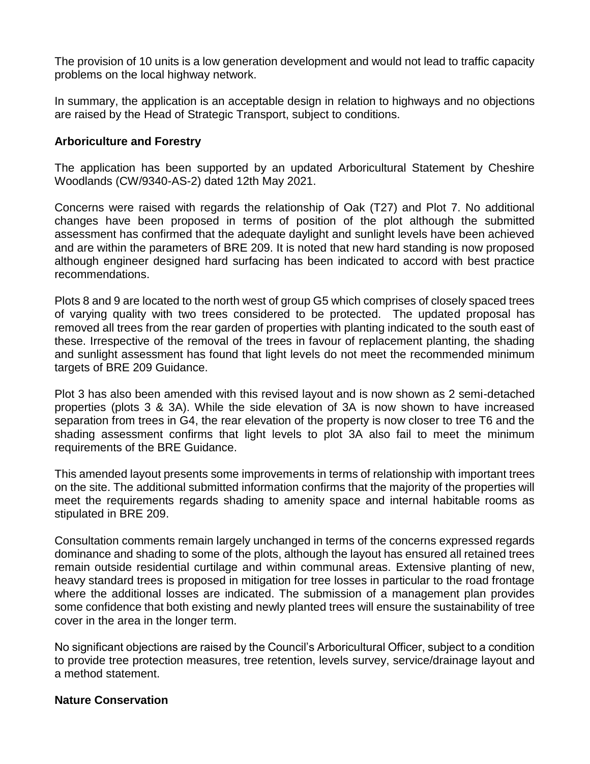The provision of 10 units is a low generation development and would not lead to traffic capacity problems on the local highway network.

In summary, the application is an acceptable design in relation to highways and no objections are raised by the Head of Strategic Transport, subject to conditions.

**Arboriculture and Forestry**

The application has been supported by an updated Arboricultural Statement by Cheshire Woodlands (CW/9340-AS-2) dated 12th May 2021.

Concerns were raised with regards the relationship of Oak (T27) and Plot 7. No additional changes have been proposed in terms of position of the plot although the submitted assessment has confirmed that the adequate daylight and sunlight levels have been achieved and are within the parameters of BRE 209. It is noted that new hard standing is now proposed although engineer designed hard surfacing has been indicated to accord with best practice recommendations.

Plots 8 and 9 are located to the north west of group G5 which comprises of closely spaced trees of varying quality with two trees considered to be protected. The updated proposal has removed all trees from the rear garden of properties with planting indicated to the south east of these. Irrespective of the removal of the trees in favour of replacement planting, the shading and sunlight assessment has found that light levels do not meet the recommended minimum targets of BRE 209 Guidance.

Plot 3 has also been amended with this revised layout and is now shown as 2 semi-detached properties (plots 3 & 3A). While the side elevation of 3A is now shown to have increased separation from trees in G4, the rear elevation of the property is now closer to tree T6 and the shading assessment confirms that light levels to plot 3A also fail to meet the minimum requirements of the BRE Guidance.

This amended layout presents some improvements in terms of relationship with important trees on the site. The additional submitted information confirms that the majority of the properties will meet the requirements regards shading to amenity space and internal habitable rooms as stipulated in BRE 209.

Consultation comments remain largely unchanged in terms of the concerns expressed regards dominance and shading to some of the plots, although the layout has ensured all retained trees remain outside residential curtilage and within communal areas. Extensive planting of new, heavy standard trees is proposed in mitigation for tree losses in particular to the road frontage where the additional losses are indicated. The submission of a management plan provides some confidence that both existing and newly planted trees will ensure the sustainability of tree cover in the area in the longer term.

No significant objections are raised by the Council's Arboricultural Officer, subject to a condition to provide tree protection measures, tree retention, levels survey, service/drainage layout and a method statement.

**Nature Conservation**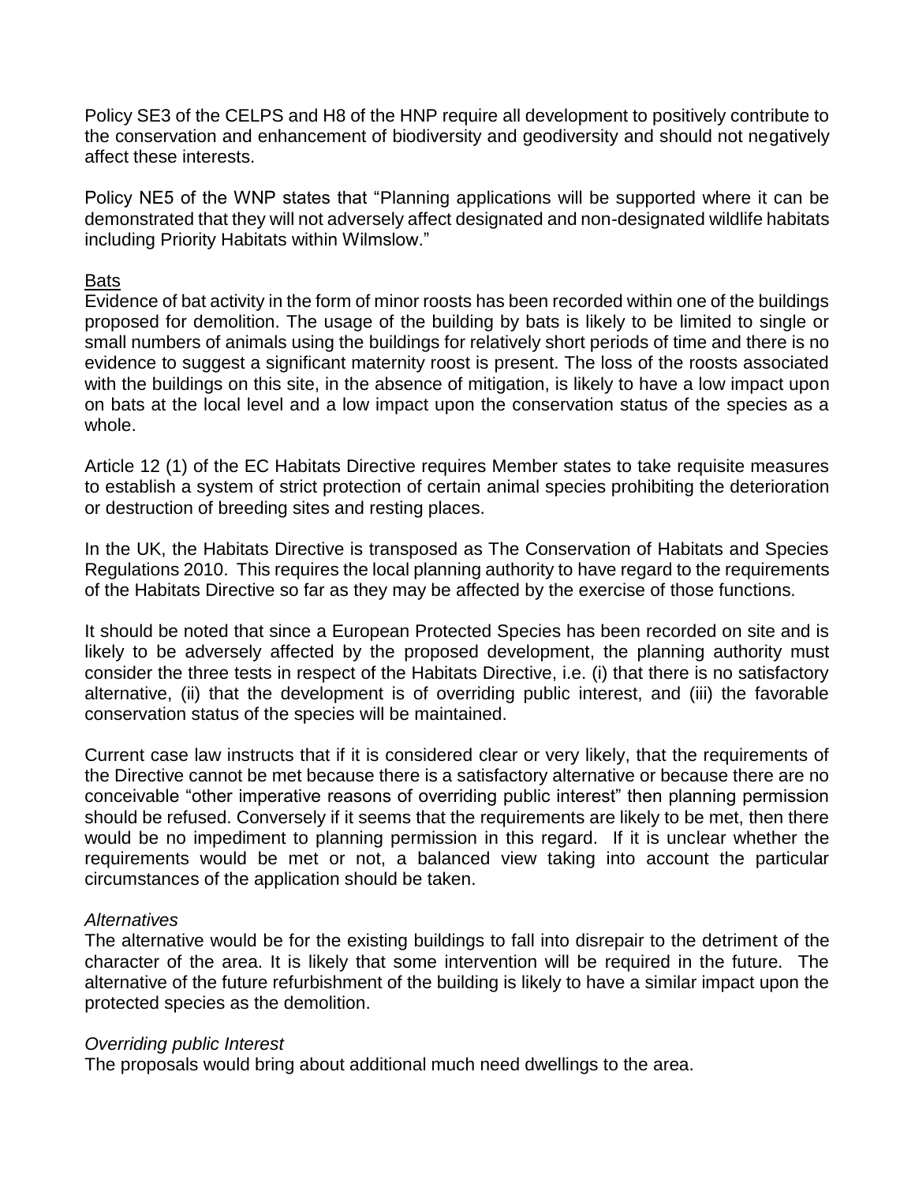Policy SE3 of the CELPS and H8 of the HNP require all development to positively contribute to the conservation and enhancement of biodiversity and geodiversity and should not negatively affect these interests.

Policy NE5 of the WNP states that "Planning applications will be supported where it can be demonstrated that they will not adversely affect designated and non-designated wildlife habitats including Priority Habitats within Wilmslow."

Bats

Evidence of bat activity in the form of minor roosts has been recorded within one of the buildings proposed for demolition. The usage of the building by bats is likely to be limited to single or small numbers of animals using the buildings for relatively short periods of time and there is no evidence to suggest a significant maternity roost is present. The loss of the roosts associated with the buildings on this site, in the absence of mitigation, is likely to have a low impact upon on bats at the local level and a low impact upon the conservation status of the species as a whole.

Article 12 (1) of the EC Habitats Directive requires Member states to take requisite measures to establish a system of strict protection of certain animal species prohibiting the deterioration or destruction of breeding sites and resting places.

In the UK, the Habitats Directive is transposed as The Conservation of Habitats and Species Regulations 2010. This requires the local planning authority to have regard to the requirements of the Habitats Directive so far as they may be affected by the exercise of those functions.

It should be noted that since a European Protected Species has been recorded on site and is likely to be adversely affected by the proposed development, the planning authority must consider the three tests in respect of the Habitats Directive, i.e. (i) that there is no satisfactory alternative, (ii) that the development is of overriding public interest, and (iii) the favorable conservation status of the species will be maintained.

Current case law instructs that if it is considered clear or very likely, that the requirements of the Directive cannot be met because there is a satisfactory alternative or because there are no conceivable "other imperative reasons of overriding public interest" then planning permission should be refused. Conversely if it seems that the requirements are likely to be met, then there would be no impediment to planning permission in this regard. If it is unclear whether the requirements would be met or not, a balanced view taking into account the particular circumstances of the application should be taken.

*Alternatives*

The alternative would be for the existing buildings to fall into disrepair to the detriment of the character of the area. It is likely that some intervention will be required in the future. The alternative of the future refurbishment of the building is likely to have a similar impact upon the protected species as the demolition.

*Overriding public Interest*

The proposals would bring about additional much need dwellings to the area.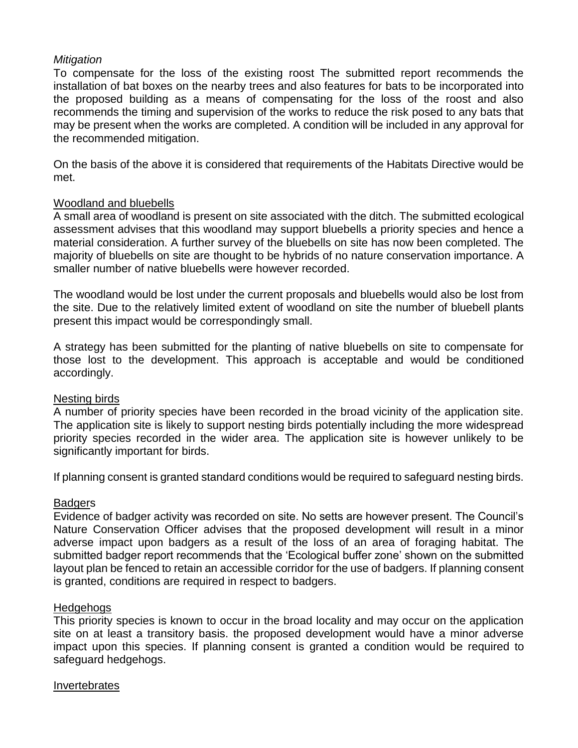*Mitigation*

To compensate for the loss of the existing roost The submitted report recommends the installation of bat boxes on the nearby trees and also features for bats to be incorporated into the proposed building as a means of compensating for the loss of the roost and also recommends the timing and supervision of the works to reduce the risk posed to any bats that may be present when the works are completed. A condition will be included in any approval for the recommended mitigation.

On the basis of the above it is considered that requirements of the Habitats Directive would be met.

<u>Woodland and bluebells</u>

A small area of woodland is present on site associated with the ditch. The submitted ecological assessment advises that this woodland may support bluebells a priority species and hence a material consideration. A further survey of the bluebells on site has now been completed. The majority of bluebells on site are thought to be hybrids of no nature conservation importance. A smaller number of native bluebells were however recorded.

The woodland would be lost under the current proposals and bluebells would also be lost from the site. Due to the relatively limited extent of woodland on site the number of bluebell plants present this impact would be correspondingly small.

A strategy has been submitted for the planting of native bluebells on site to compensate for those lost to the development. This approach is acceptable and would be conditioned accordingly.

<u>Nesting birds</u>

A number of priority species have been recorded in the broad vicinity of the application site. The application site is likely to support nesting birds potentially including the more widespread priority species recorded in the wider area. The application site is however unlikely to be significantly important for birds.

If planning consent is granted standard conditions would be required to safeguard nesting birds.

<u>Badgers</u>

Evidence of badger activity was recorded on site. No setts are however present. The Council's Nature Conservation Officer advises that the proposed development will result in a minor adverse impact upon badgers as a result of the loss of an area of foraging habitat. The submitted badger report recommends that the 'Ecological buffer zone' shown on the submitted layout plan be fenced to retain an accessible corridor for the use of badgers. If planning consent is granted, conditions are required in respect to badgers.

<u>Hedgehogs</u>

This priority species is known to occur in the broad locality and may occur on the application site on at least a transitory basis. the proposed development would have a minor adverse impact upon this species. If planning consent is granted a condition would be required to safeguard hedgehogs.

<u>Invertebrates</u>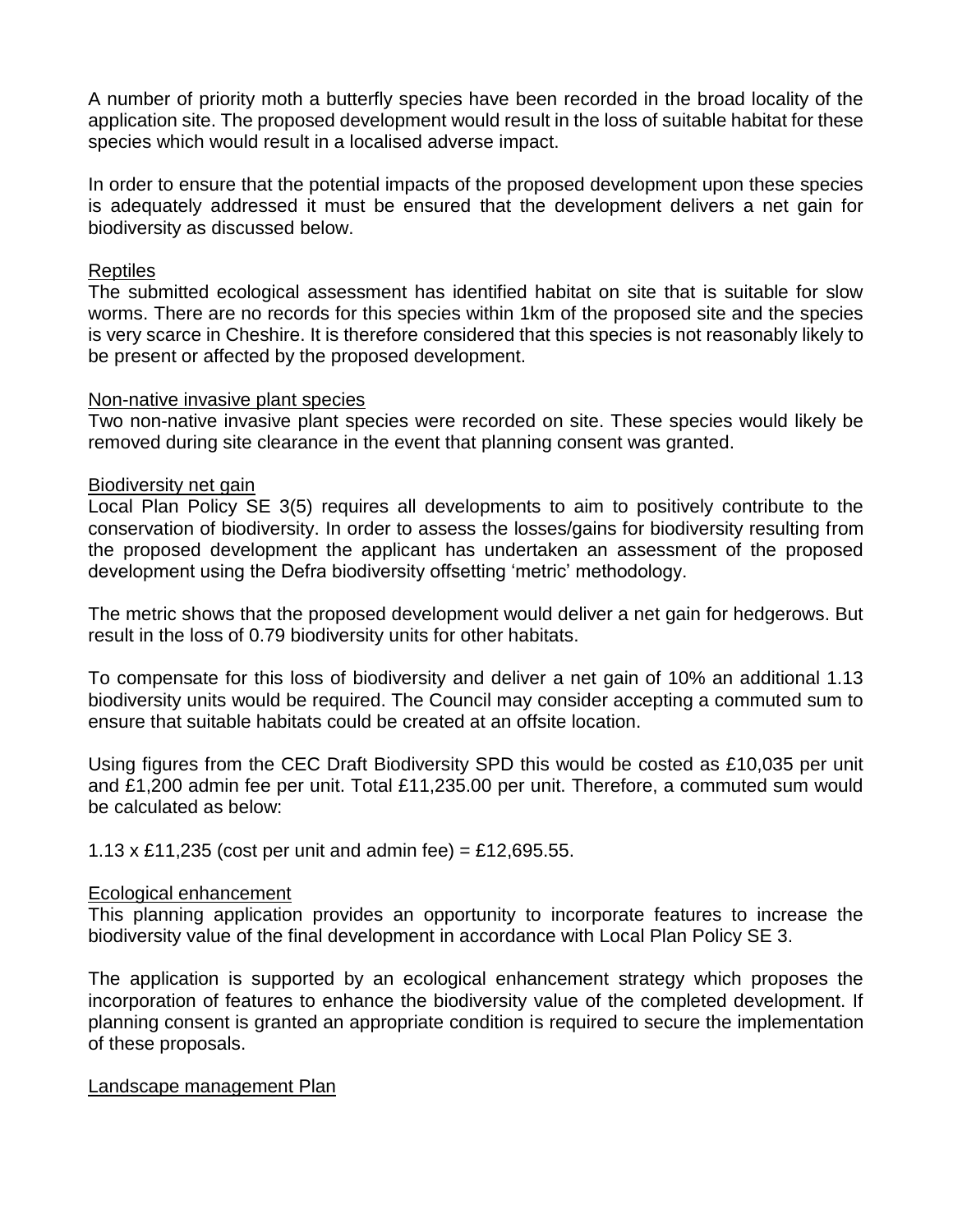A number of priority moth a butterfly species have been recorded in the broad locality of the application site. The proposed development would result in the loss of suitable habitat for these species which would result in a localised adverse impact.

In order to ensure that the potential impacts of the proposed development upon these species is adequately addressed it must be ensured that the development delivers a net gain for biodiversity as discussed below.

Reptiles

The submitted ecological assessment has identified habitat on site that is suitable for slow worms. There are no records for this species within 1km of the proposed site and the species is very scarce in Cheshire. It is therefore considered that this species is not reasonably likely to be present or affected by the proposed development.

Non-native invasive plant species

Two non-native invasive plant species were recorded on site. These species would likely be removed during site clearance in the event that planning consent was granted.

Biodiversity net gain

Local Plan Policy SE 3(5) requires all developments to aim to positively contribute to the conservation of biodiversity. In order to assess the losses/gains for biodiversity resulting from the proposed development the applicant has undertaken an assessment of the proposed development using the Defra biodiversity offsetting 'metric' methodology.

The metric shows that the proposed development would deliver a net gain for hedgerows. But result in the loss of 0.79 biodiversity units for other habitats.

To compensate for this loss of biodiversity and deliver a net gain of 10% an additional 1.13 biodiversity units would be required. The Council may consider accepting a commuted sum to ensure that suitable habitats could be created at an offsite location.

Using figures from the CEC Draft Biodiversity SPD this would be costed as £10,035 per unit and £1,200 admin fee per unit. Total £11,235.00 per unit. Therefore, a commuted sum would be calculated as below:

1.13 x £11,235 (cost per unit and admin fee) = £12,695.55.

Ecological enhancement

This planning application provides an opportunity to incorporate features to increase the biodiversity value of the final development in accordance with Local Plan Policy SE 3.

The application is supported by an ecological enhancement strategy which proposes the incorporation of features to enhance the biodiversity value of the completed development. If planning consent is granted an appropriate condition is required to secure the implementation of these proposals.

Landscape management Plan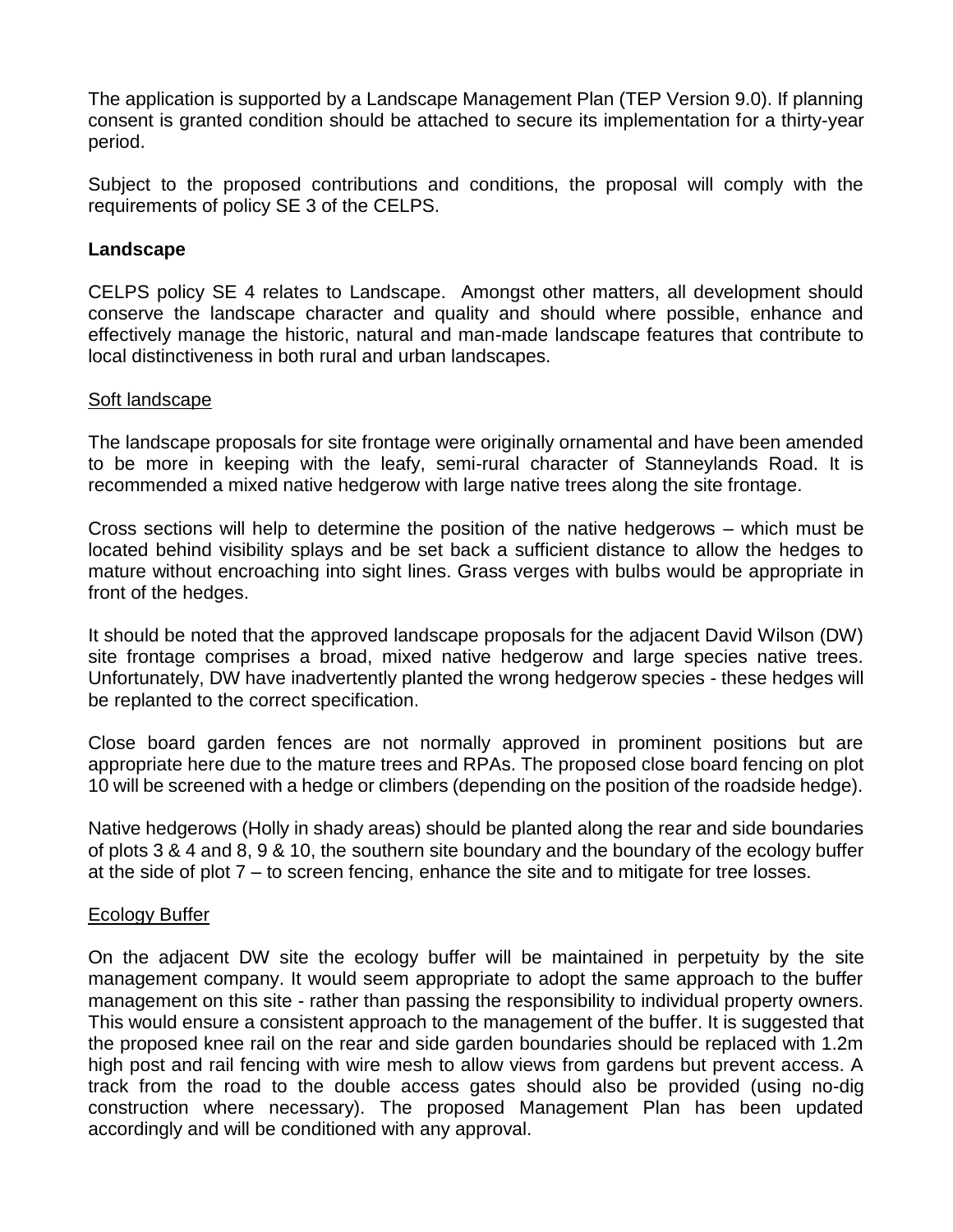The application is supported by a Landscape Management Plan (TEP Version 9.0). If planning consent is granted condition should be attached to secure its implementation for a thirty-year period.

Subject to the proposed contributions and conditions, the proposal will comply with the requirements of policy SE 3 of the CELPS.

**Landscape**

CELPS policy SE 4 relates to Landscape. Amongst other matters, all development should conserve the landscape character and quality and should where possible, enhance and effectively manage the historic, natural and man-made landscape features that contribute to local distinctiveness in both rural and urban landscapes.

Soft landscape

The landscape proposals for site frontage were originally ornamental and have been amended to be more in keeping with the leafy, semi-rural character of Stanneylands Road. It is recommended a mixed native hedgerow with large native trees along the site frontage.

Cross sections will help to determine the position of the native hedgerows – which must be located behind visibility splays and be set back a sufficient distance to allow the hedges to mature without encroaching into sight lines. Grass verges with bulbs would be appropriate in front of the hedges.

It should be noted that the approved landscape proposals for the adjacent David Wilson (DW) site frontage comprises a broad, mixed native hedgerow and large species native trees. Unfortunately, DW have inadvertently planted the wrong hedgerow species - these hedges will be replanted to the correct specification.

Close board garden fences are not normally approved in prominent positions but are appropriate here due to the mature trees and RPAs. The proposed close board fencing on plot 10 will be screened with a hedge or climbers (depending on the position of the roadside hedge).

Native hedgerows (Holly in shady areas) should be planted along the rear and side boundaries of plots 3 & 4 and 8, 9 & 10, the southern site boundary and the boundary of the ecology buffer at the side of plot 7 – to screen fencing, enhance the site and to mitigate for tree losses.

Ecology Buffer

On the adjacent DW site the ecology buffer will be maintained in perpetuity by the site management company. It would seem appropriate to adopt the same approach to the buffer management on this site - rather than passing the responsibility to individual property owners. This would ensure a consistent approach to the management of the buffer. It is suggested that the proposed knee rail on the rear and side garden boundaries should be replaced with 1.2m high post and rail fencing with wire mesh to allow views from gardens but prevent access. A track from the road to the double access gates should also be provided (using no-dig construction where necessary). The proposed Management Plan has been updated accordingly and will be conditioned with any approval.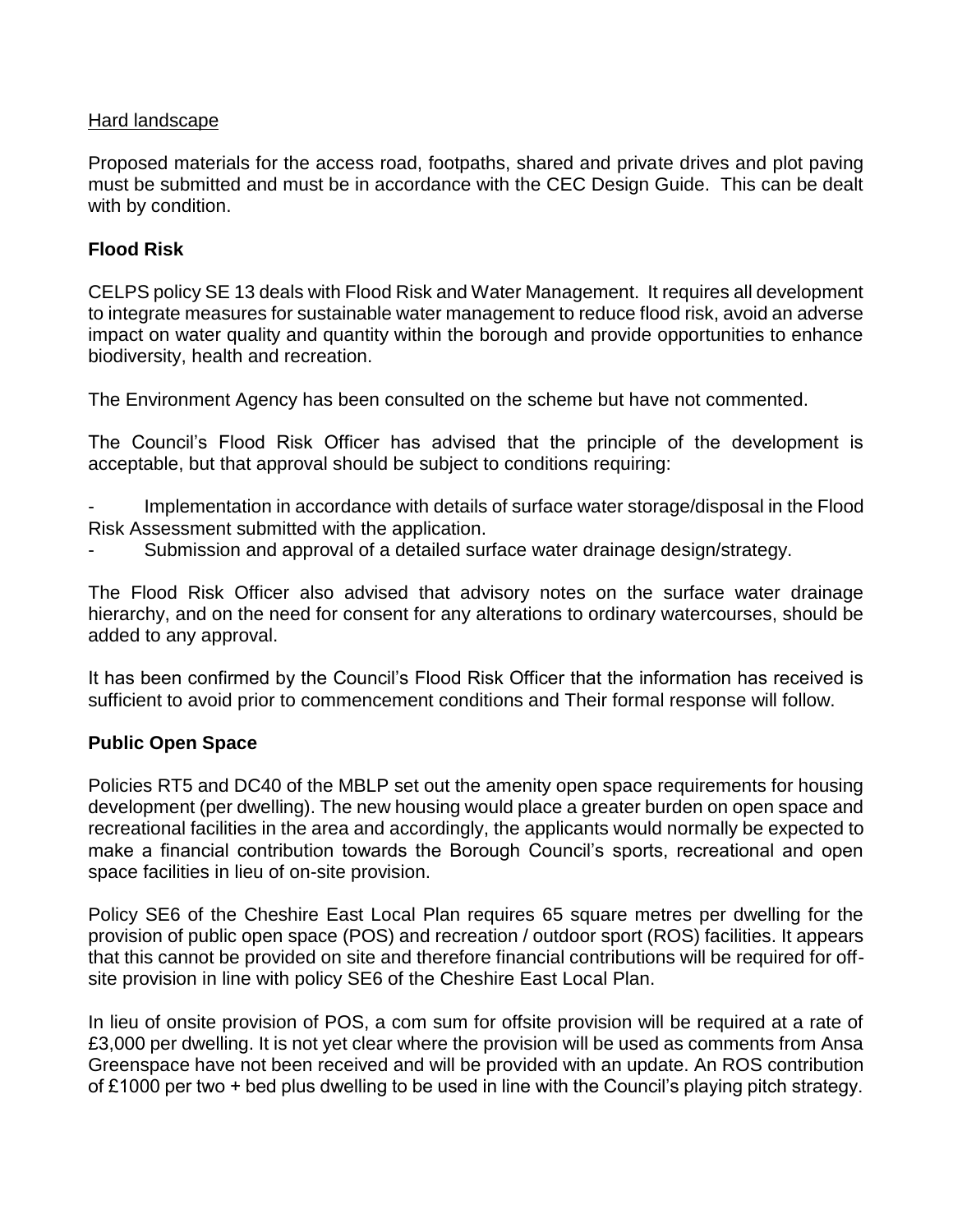Hard landscape

Proposed materials for the access road, footpaths, shared and private drives and plot paving must be submitted and must be in accordance with the CEC Design Guide. This can be dealt with by condition.

**Flood Risk**

CELPS policy SE 13 deals with Flood Risk and Water Management. It requires all development to integrate measures for sustainable water management to reduce flood risk, avoid an adverse impact on water quality and quantity within the borough and provide opportunities to enhance biodiversity, health and recreation.

The Environment Agency has been consulted on the scheme but have not commented.

The Council's Flood Risk Officer has advised that the principle of the development is acceptable, but that approval should be subject to conditions requiring:

- Implementation in accordance with details of surface water storage/disposal in the Flood Risk Assessment submitted with the application.
- Submission and approval of a detailed surface water drainage design/strategy.

The Flood Risk Officer also advised that advisory notes on the surface water drainage hierarchy, and on the need for consent for any alterations to ordinary watercourses, should be added to any approval.

It has been confirmed by the Council's Flood Risk Officer that the information has received is sufficient to avoid prior to commencement conditions and Their formal response will follow.

**Public Open Space**

Policies RT5 and DC40 of the MBLP set out the amenity open space requirements for housing development (per dwelling). The new housing would place a greater burden on open space and recreational facilities in the area and accordingly, the applicants would normally be expected to make a financial contribution towards the Borough Council's sports, recreational and open space facilities in lieu of on-site provision.

Policy SE6 of the Cheshire East Local Plan requires 65 square metres per dwelling for the provision of public open space (POS) and recreation / outdoor sport (ROS) facilities. It appears that this cannot be provided on site and therefore financial contributions will be required for off-site provision in line with policy SE6 of the Cheshire East Local Plan.

In lieu of onsite provision of POS, a com sum for offsite provision will be required at a rate of £3,000 per dwelling. It is not yet clear where the provision will be used as comments from Ansa Greenspace have not been received and will be provided with an update. An ROS contribution of £1000 per two + bed plus dwelling to be used in line with the Council's playing pitch strategy.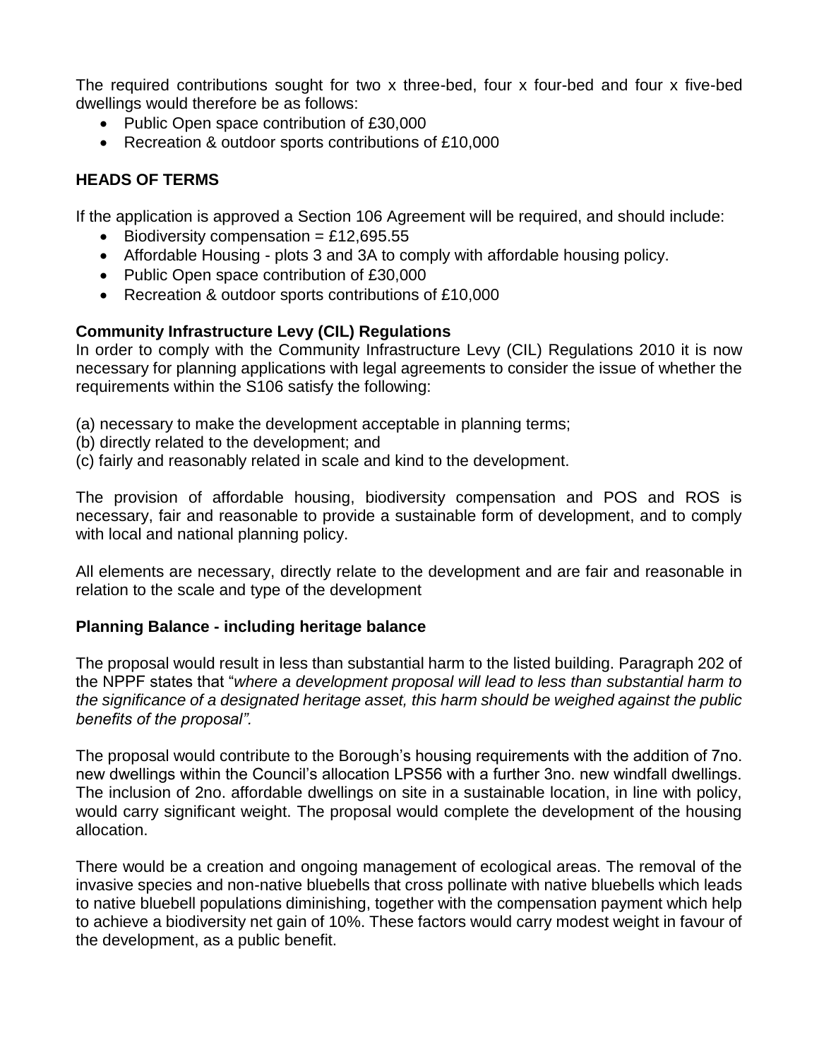The required contributions sought for two x three-bed, four x four-bed and four x five-bed dwellings would therefore be as follows:

- Public Open space contribution of £30,000
- Recreation & outdoor sports contributions of £10,000

## HEADS OF TERMS

If the application is approved a Section 106 Agreement will be required, and should include:

- Biodiversity compensation = £12,695.55
- Affordable Housing - plots 3 and 3A to comply with affordable housing policy.
- Public Open space contribution of £30,000
- Recreation & outdoor sports contributions of £10,000

### Community Infrastructure Levy (CIL) Regulations

In order to comply with the Community Infrastructure Levy (CIL) Regulations 2010 it is now necessary for planning applications with legal agreements to consider the issue of whether the requirements within the S106 satisfy the following:

(a) necessary to make the development acceptable in planning terms;
(b) directly related to the development; and
(c) fairly and reasonably related in scale and kind to the development.

The provision of affordable housing, biodiversity compensation and POS and ROS is necessary, fair and reasonable to provide a sustainable form of development, and to comply with local and national planning policy.

All elements are necessary, directly relate to the development and are fair and reasonable in relation to the scale and type of the development

### Planning Balance - including heritage balance

The proposal would result in less than substantial harm to the listed building. Paragraph 202 of the NPPF states that "*where a development proposal will lead to less than substantial harm to the significance of a designated heritage asset, this harm should be weighed against the public benefits of the proposal".*

The proposal would contribute to the Borough's housing requirements with the addition of 7no. new dwellings within the Council's allocation LPS56 with a further 3no. new windfall dwellings. The inclusion of 2no. affordable dwellings on site in a sustainable location, in line with policy, would carry significant weight. The proposal would complete the development of the housing allocation.

There would be a creation and ongoing management of ecological areas. The removal of the invasive species and non-native bluebells that cross pollinate with native bluebells which leads to native bluebell populations diminishing, together with the compensation payment which help to achieve a biodiversity net gain of 10%. These factors would carry modest weight in favour of the development, as a public benefit.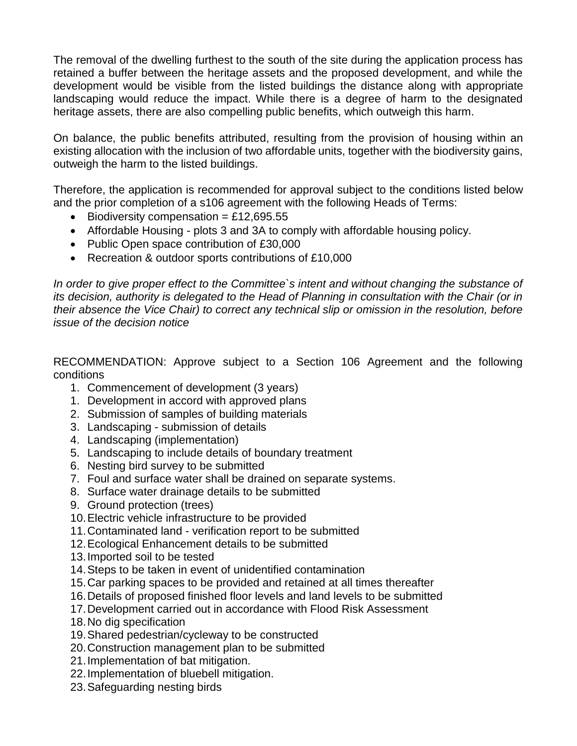The removal of the dwelling furthest to the south of the site during the application process has retained a buffer between the heritage assets and the proposed development, and while the development would be visible from the listed buildings the distance along with appropriate landscaping would reduce the impact. While there is a degree of harm to the designated heritage assets, there are also compelling public benefits, which outweigh this harm.

On balance, the public benefits attributed, resulting from the provision of housing within an existing allocation with the inclusion of two affordable units, together with the biodiversity gains, outweigh the harm to the listed buildings.

Therefore, the application is recommended for approval subject to the conditions listed below and the prior completion of a s106 agreement with the following Heads of Terms:

- Biodiversity compensation = £12,695.55
- Affordable Housing - plots 3 and 3A to comply with affordable housing policy.
- Public Open space contribution of £30,000
- Recreation & outdoor sports contributions of £10,000

*In order to give proper effect to the Committee`s intent and without changing the substance of its decision, authority is delegated to the Head of Planning in consultation with the Chair (or in their absence the Vice Chair) to correct any technical slip or omission in the resolution, before issue of the decision notice*

RECOMMENDATION: Approve subject to a Section 106 Agreement and the following conditions

1. Commencement of development (3 years)
1. Development in accord with approved plans
2. Submission of samples of building materials
3. Landscaping - submission of details
4. Landscaping (implementation)
5. Landscaping to include details of boundary treatment
6. Nesting bird survey to be submitted
7. Foul and surface water shall be drained on separate systems.
8. Surface water drainage details to be submitted
9. Ground protection (trees)
10. Electric vehicle infrastructure to be provided
11. Contaminated land - verification report to be submitted
12. Ecological Enhancement details to be submitted
13. Imported soil to be tested
14. Steps to be taken in event of unidentified contamination
15. Car parking spaces to be provided and retained at all times thereafter
16. Details of proposed finished floor levels and land levels to be submitted
17. Development carried out in accordance with Flood Risk Assessment
18. No dig specification
19. Shared pedestrian/cycleway to be constructed
20. Construction management plan to be submitted
21. Implementation of bat mitigation.
22. Implementation of bluebell mitigation.
23. Safeguarding nesting birds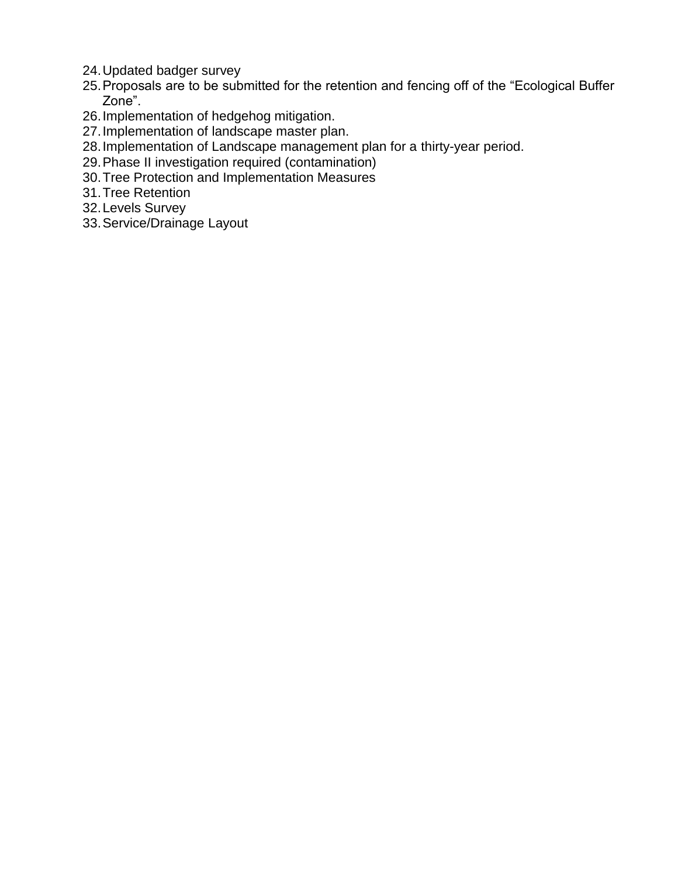24. Updated badger survey
25. Proposals are to be submitted for the retention and fencing off of the “Ecological Buffer Zone”.
26. Implementation of hedgehog mitigation.
27. Implementation of landscape master plan.
28. Implementation of Landscape management plan for a thirty-year period.
29. Phase II investigation required (contamination)
30. Tree Protection and Implementation Measures
31. Tree Retention
32. Levels Survey
33. Service/Drainage Layout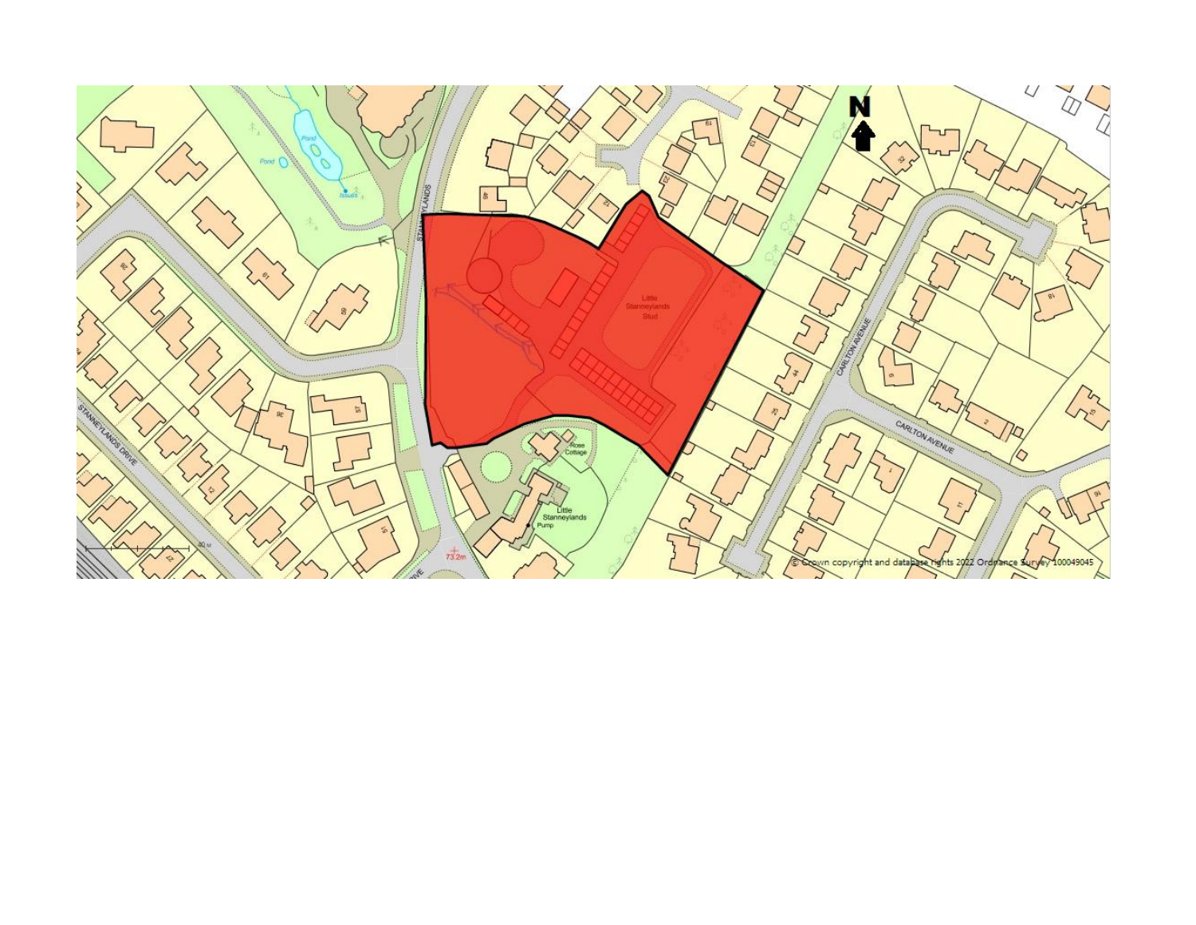N

Little Stanneylands Stud

Rose Cottage

Little Stanneylands

Pump

Pond

Issues

STANNEYLANDS

STANNEYLANDS DRIVE

CARLTON AVENUE

73.2m

40 M

© Crown copyright and database rights 2022 Ordnance Survey 100049045